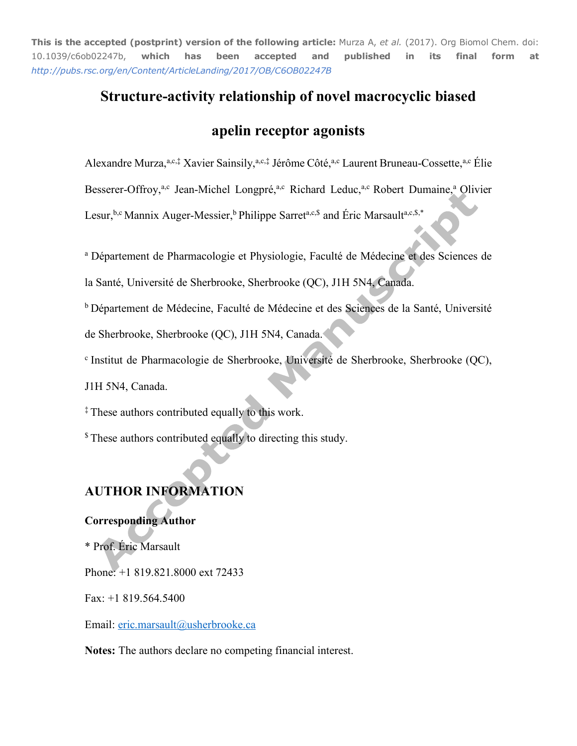**This is the accepted (postprint) version of the following article:** Murza A, *et al.* (2017). Org Biomol Chem. doi: 10.1039/c6ob02247b, **which has been accepted and published in its final form at** *http://pubs.rsc.org/en/Content/ArticleLanding/2017/OB/C6OB02247B*

# Structure-activity relationship of novel macrocyclic biased apelin receptor agonists

Alexandre Murza,[a,c,‡] Xavier Sainsily,[a,c,‡] Jérôme Côté,[a,c] Laurent Bruneau-Cossette,[a,c] Élie Besserer-Offroy,[a,c] Jean-Michel Longpré,[a,c] Richard Leduc,[a,c] Robert Dumaine,[a] Olivier Lesur,[b,c] Mannix Auger-Messier,[b] Philippe Sarret[a,c,$] and Éric Marsault[a,c,$,*]

[a] Département de Pharmacologie et Physiologie, Faculté de Médecine et des Sciences de la Santé, Université de Sherbrooke, Sherbrooke (QC), J1H 5N4, Canada.

[b] Département de Médecine, Faculté de Médecine et des Sciences de la Santé, Université de Sherbrooke, Sherbrooke (QC), J1H 5N4, Canada.

[c] Institut de Pharmacologie de Sherbrooke, Université de Sherbrooke, Sherbrooke (QC), J1H 5N4, Canada.

‡ These authors contributed equally to this work.

$ These authors contributed equally to directing this study.

## AUTHOR INFORMATION

### Corresponding Author

\* Prof. Éric Marsault

Phone: +1 819.821.8000 ext 72433

Fax: +1 819.564.5400

Email: eric.marsault@usherbrooke.ca

**Notes:** The authors declare no competing financial interest.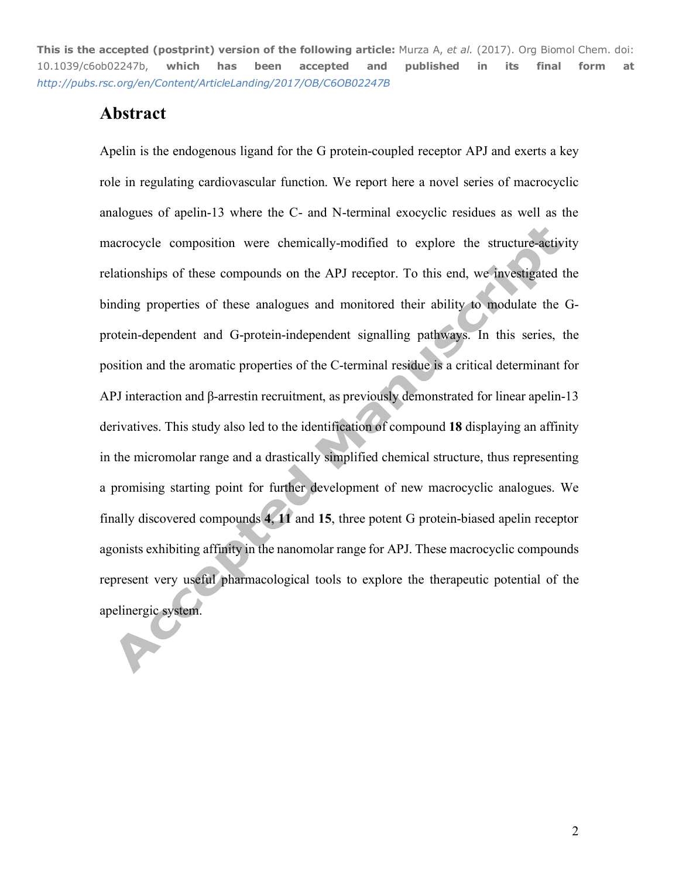# Abstract

Apelin is the endogenous ligand for the G protein-coupled receptor APJ and exerts a key role in regulating cardiovascular function. We report here a novel series of macrocyclic analogues of apelin-13 where the C- and N-terminal exocyclic residues as well as the macrocycle composition were chemically-modified to explore the structure-activity relationships of these compounds on the APJ receptor. To this end, we investigated the binding properties of these analogues and monitored their ability to modulate the G-protein-dependent and G-protein-independent signalling pathways. In this series, the position and the aromatic properties of the C-terminal residue is a critical determinant for APJ interaction and β-arrestin recruitment, as previously demonstrated for linear apelin-13 derivatives. This study also led to the identification of compound **18** displaying an affinity in the micromolar range and a drastically simplified chemical structure, thus representing a promising starting point for further development of new macrocyclic analogues. We finally discovered compounds **4**, **11** and **15**, three potent G protein-biased apelin receptor agonists exhibiting affinity in the nanomolar range for APJ. These macrocyclic compounds represent very useful pharmacological tools to explore the therapeutic potential of the apelinergic system.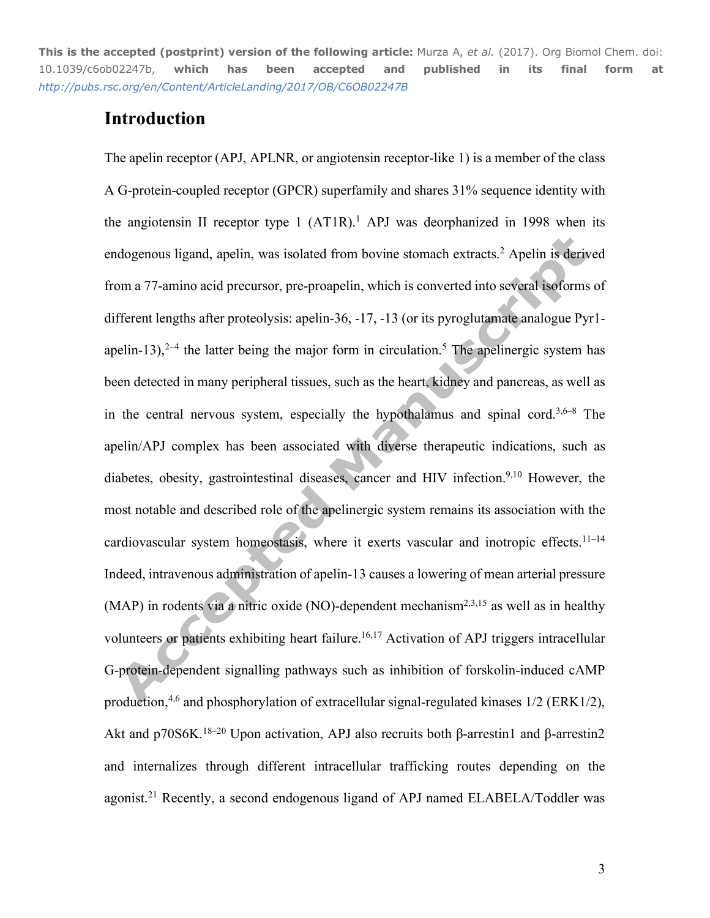## Introduction

The apelin receptor (APJ, APLNR, or angiotensin receptor-like 1) is a member of the class A G-protein-coupled receptor (GPCR) superfamily and shares 31% sequence identity with the angiotensin II receptor type 1 (AT1R).[1] APJ was deorphanized in 1998 when its endogenous ligand, apelin, was isolated from bovine stomach extracts.[2] Apelin is derived from a 77-amino acid precursor, pre-proapelin, which is converted into several isoforms of different lengths after proteolysis: apelin-36, -17, -13 (or its pyroglutamate analogue Pyr1-apelin-13),[2–4] the latter being the major form in circulation.[5] The apelinergic system has been detected in many peripheral tissues, such as the heart, kidney and pancreas, as well as in the central nervous system, especially the hypothalamus and spinal cord.[3,6–8] The apelin/APJ complex has been associated with diverse therapeutic indications, such as diabetes, obesity, gastrointestinal diseases, cancer and HIV infection.[9,10] However, the most notable and described role of the apelinergic system remains its association with the cardiovascular system homeostasis, where it exerts vascular and inotropic effects.[11–14] Indeed, intravenous administration of apelin-13 causes a lowering of mean arterial pressure (MAP) in rodents via a nitric oxide (NO)-dependent mechanism[2,3,15] as well as in healthy volunteers or patients exhibiting heart failure.[16,17] Activation of APJ triggers intracellular G-protein-dependent signalling pathways such as inhibition of forskolin-induced cAMP production,[4,6] and phosphorylation of extracellular signal-regulated kinases 1/2 (ERK1/2), Akt and p70S6K.[18–20] Upon activation, APJ also recruits both β-arrestin1 and β-arrestin2 and internalizes through different intracellular trafficking routes depending on the agonist.[21] Recently, a second endogenous ligand of APJ named ELABELA/Toddler was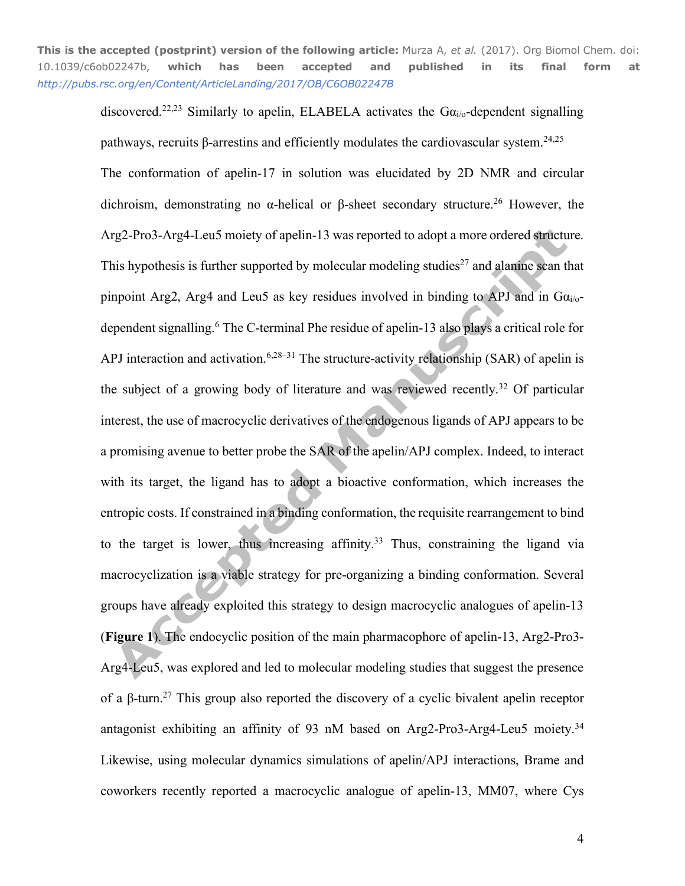discovered.[22,23] Similarly to apelin, ELABELA activates the $G\alpha_{i/o}$-dependent signalling pathways, recruits β-arrestins and efficiently modulates the cardiovascular system.[24,25]

The conformation of apelin-17 in solution was elucidated by 2D NMR and circular dichroism, demonstrating no α-helical or β-sheet secondary structure.[26] However, the Arg2-Pro3-Arg4-Leu5 moiety of apelin-13 was reported to adopt a more ordered structure. This hypothesis is further supported by molecular modeling studies[27] and alanine scan that pinpoint Arg2, Arg4 and Leu5 as key residues involved in binding to APJ and in $G\alpha_{i/o}$-dependent signalling.[6] The C-terminal Phe residue of apelin-13 also plays a critical role for APJ interaction and activation.[6,28–31] The structure-activity relationship (SAR) of apelin is the subject of a growing body of literature and was reviewed recently.[32] Of particular interest, the use of macrocyclic derivatives of the endogenous ligands of APJ appears to be a promising avenue to better probe the SAR of the apelin/APJ complex. Indeed, to interact with its target, the ligand has to adopt a bioactive conformation, which increases the entropic costs. If constrained in a binding conformation, the requisite rearrangement to bind to the target is lower, thus increasing affinity.[33] Thus, constraining the ligand via macrocyclization is a viable strategy for pre-organizing a binding conformation. Several groups have already exploited this strategy to design macrocyclic analogues of apelin-13 (**Figure 1**). The endocyclic position of the main pharmacophore of apelin-13, Arg2-Pro3-Arg4-Leu5, was explored and led to molecular modeling studies that suggest the presence of a β-turn.[27] This group also reported the discovery of a cyclic bivalent apelin receptor antagonist exhibiting an affinity of 93 nM based on Arg2-Pro3-Arg4-Leu5 moiety.[34] Likewise, using molecular dynamics simulations of apelin/APJ interactions, Brame and coworkers recently reported a macrocyclic analogue of apelin-13, MM07, where Cys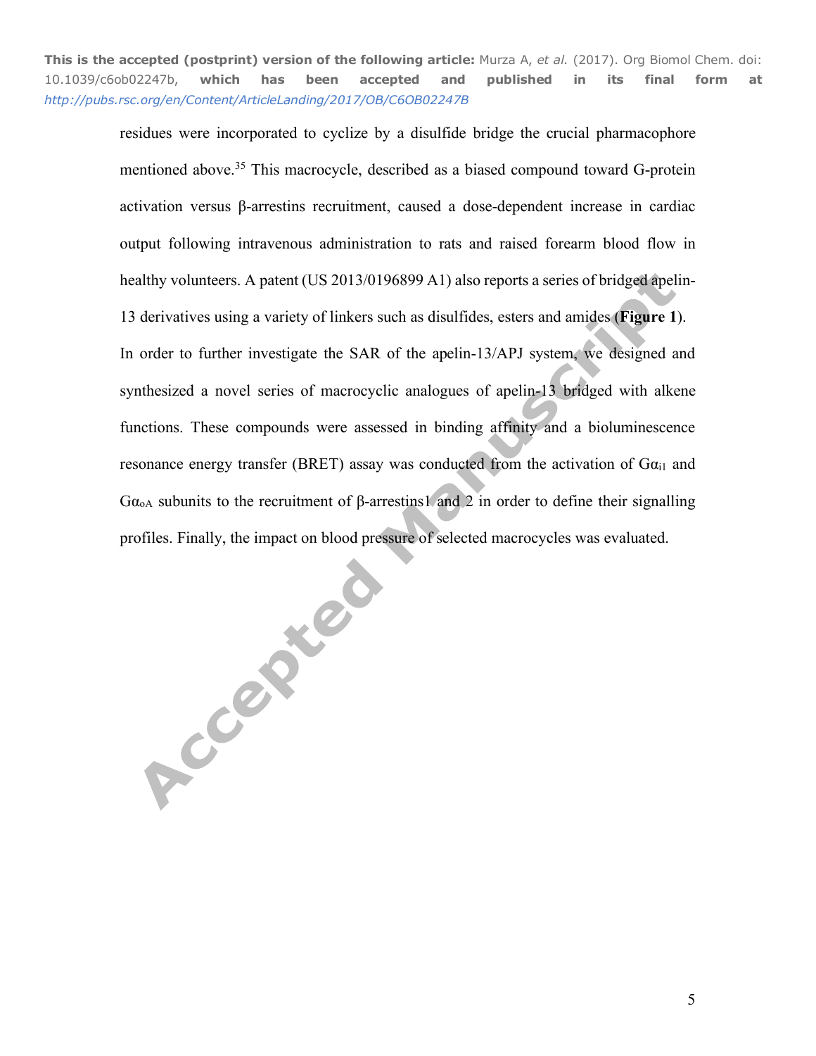residues were incorporated to cyclize by a disulfide bridge the crucial pharmacophore mentioned above.[35] This macrocycle, described as a biased compound toward G-protein activation versus β-arrestins recruitment, caused a dose-dependent increase in cardiac output following intravenous administration to rats and raised forearm blood flow in healthy volunteers. A patent (US 2013/0196899 A1) also reports a series of bridged apelin-13 derivatives using a variety of linkers such as disulfides, esters and amides (**Figure 1**).

In order to further investigate the SAR of the apelin-13/APJ system, we designed and synthesized a novel series of macrocyclic analogues of apelin-13 bridged with alkene functions. These compounds were assessed in binding affinity and a bioluminescence resonance energy transfer (BRET) assay was conducted from the activation of $G\alpha_{i1}$ and $G\alpha_{oA}$ subunits to the recruitment of β-arrestins1 and 2 in order to define their signalling profiles. Finally, the impact on blood pressure of selected macrocycles was evaluated.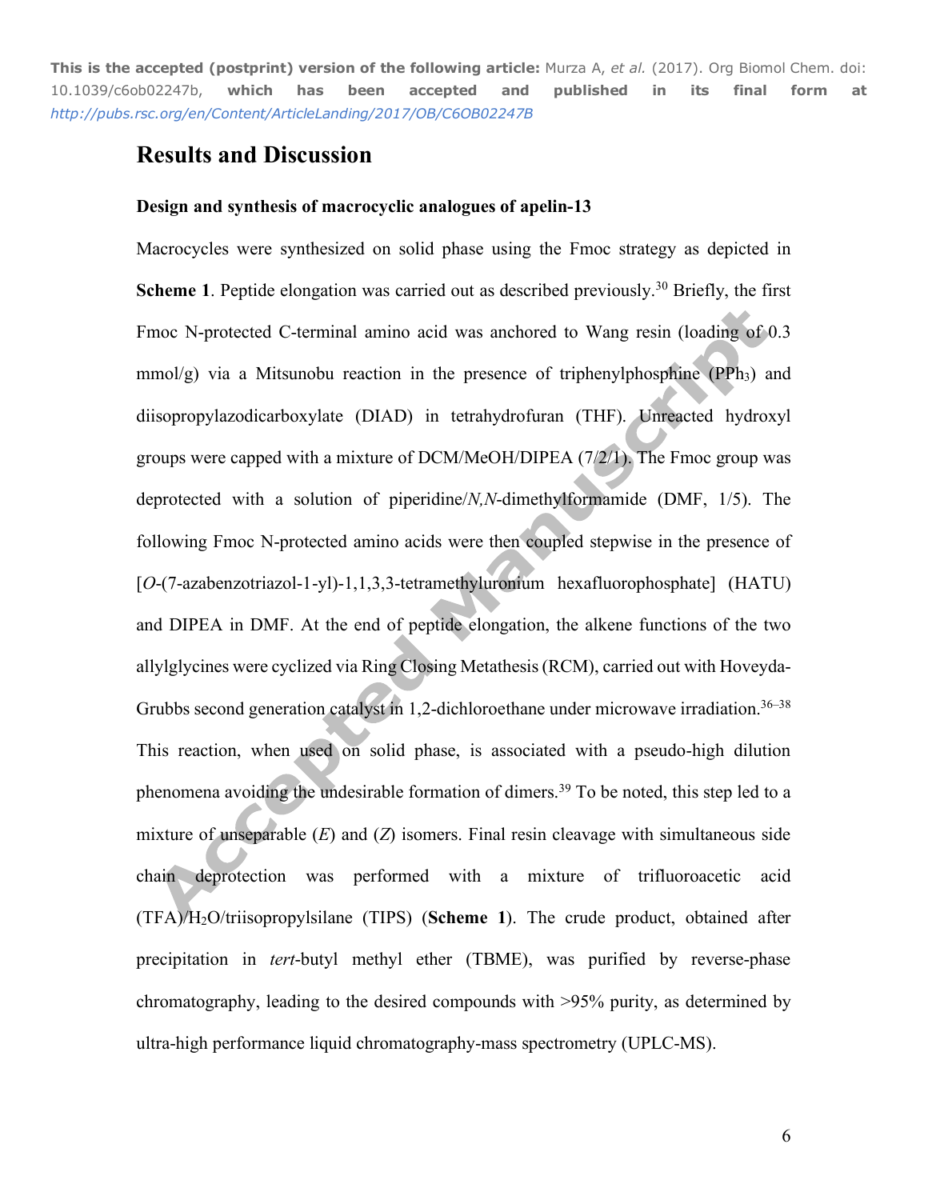## Results and Discussion

### Design and synthesis of macrocyclic analogues of apelin-13

Macrocycles were synthesized on solid phase using the Fmoc strategy as depicted in **Scheme 1**. Peptide elongation was carried out as described previously.[30] Briefly, the first Fmoc N-protected C-terminal amino acid was anchored to Wang resin (loading of 0.3 mmol/g) via a Mitsunobu reaction in the presence of triphenylphosphine ($PPh_3$) and diisopropylazodicarboxylate (DIAD) in tetrahydrofuran (THF). Unreacted hydroxyl groups were capped with a mixture of DCM/MeOH/DIPEA (7/2/1). The Fmoc group was deprotected with a solution of piperidine/*N,N*-dimethylformamide (DMF, 1/5). The following Fmoc N-protected amino acids were then coupled stepwise in the presence of [*O*-(7-azabenzotriazol-1-yl)-1,1,3,3-tetramethyluronium hexafluorophosphate] (HATU) and DIPEA in DMF. At the end of peptide elongation, the alkene functions of the two allylglycines were cyclized via Ring Closing Metathesis (RCM), carried out with Hoveyda-Grubbs second generation catalyst in 1,2-dichloroethane under microwave irradiation.[36–38] This reaction, when used on solid phase, is associated with a pseudo-high dilution phenomena avoiding the undesirable formation of dimers.[39] To be noted, this step led to a mixture of unseparable (*E*) and (*Z*) isomers. Final resin cleavage with simultaneous side chain deprotection was performed with a mixture of trifluoroacetic acid (TFA)/$H_2O$/triisopropylsilane (TIPS) (**Scheme 1**). The crude product, obtained after precipitation in *tert*-butyl methyl ether (TBME), was purified by reverse-phase chromatography, leading to the desired compounds with >95% purity, as determined by ultra-high performance liquid chromatography-mass spectrometry (UPLC-MS).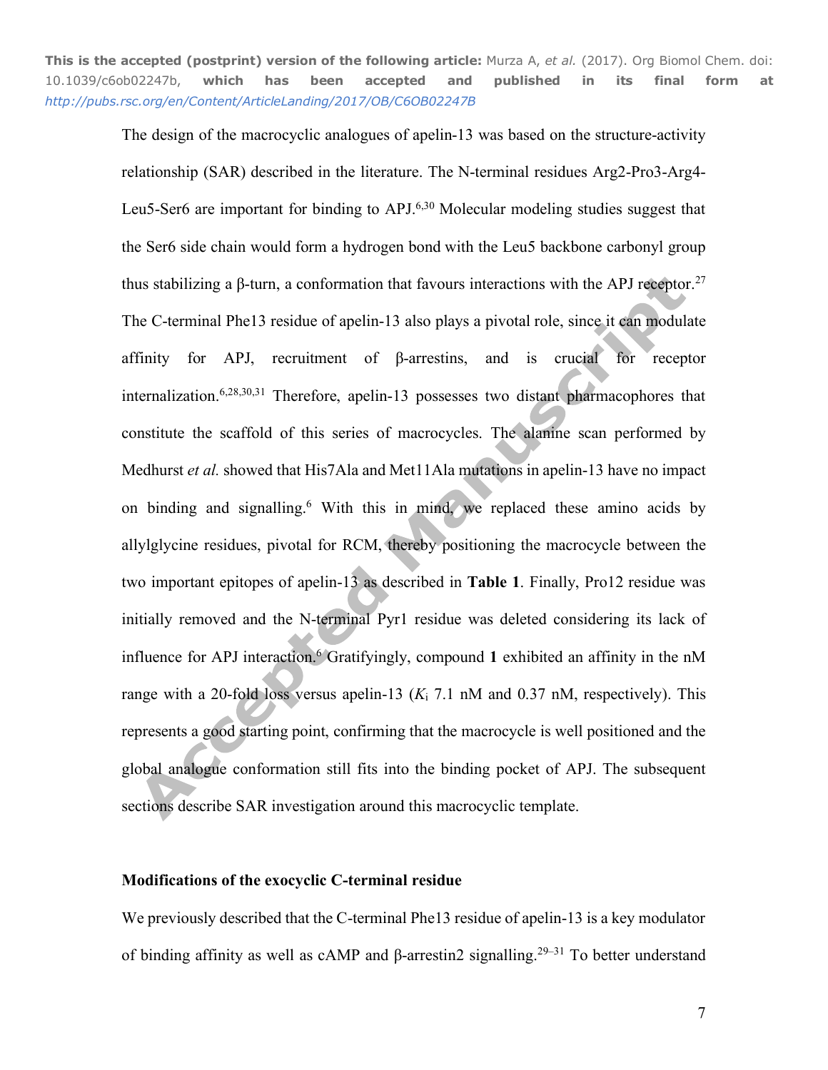The design of the macrocyclic analogues of apelin-13 was based on the structure-activity relationship (SAR) described in the literature. The N-terminal residues Arg2-Pro3-Arg4-Leu5-Ser6 are important for binding to APJ.[6,30] Molecular modeling studies suggest that the Ser6 side chain would form a hydrogen bond with the Leu5 backbone carbonyl group thus stabilizing a β-turn, a conformation that favours interactions with the APJ receptor.[27] The C-terminal Phe13 residue of apelin-13 also plays a pivotal role, since it can modulate affinity for APJ, recruitment of β-arrestins, and is crucial for receptor internalization.[6,28,30,31] Therefore, apelin-13 possesses two distant pharmacophores that constitute the scaffold of this series of macrocycles. The alanine scan performed by Medhurst *et al.* showed that His7Ala and Met11Ala mutations in apelin-13 have no impact on binding and signalling.[6] With this in mind, we replaced these amino acids by allylglycine residues, pivotal for RCM, thereby positioning the macrocycle between the two important epitopes of apelin-13 as described in **Table 1**. Finally, Pro12 residue was initially removed and the N-terminal Pyr1 residue was deleted considering its lack of influence for APJ interaction.[6] Gratifyingly, compound **1** exhibited an affinity in the nM range with a 20-fold loss versus apelin-13 ($K_i$ 7.1 nM and 0.37 nM, respectively). This represents a good starting point, confirming that the macrocycle is well positioned and the global analogue conformation still fits into the binding pocket of APJ. The subsequent sections describe SAR investigation around this macrocyclic template.

**Modifications of the exocyclic C-terminal residue**

We previously described that the C-terminal Phe13 residue of apelin-13 is a key modulator of binding affinity as well as cAMP and β-arrestin2 signalling.[29–31] To better understand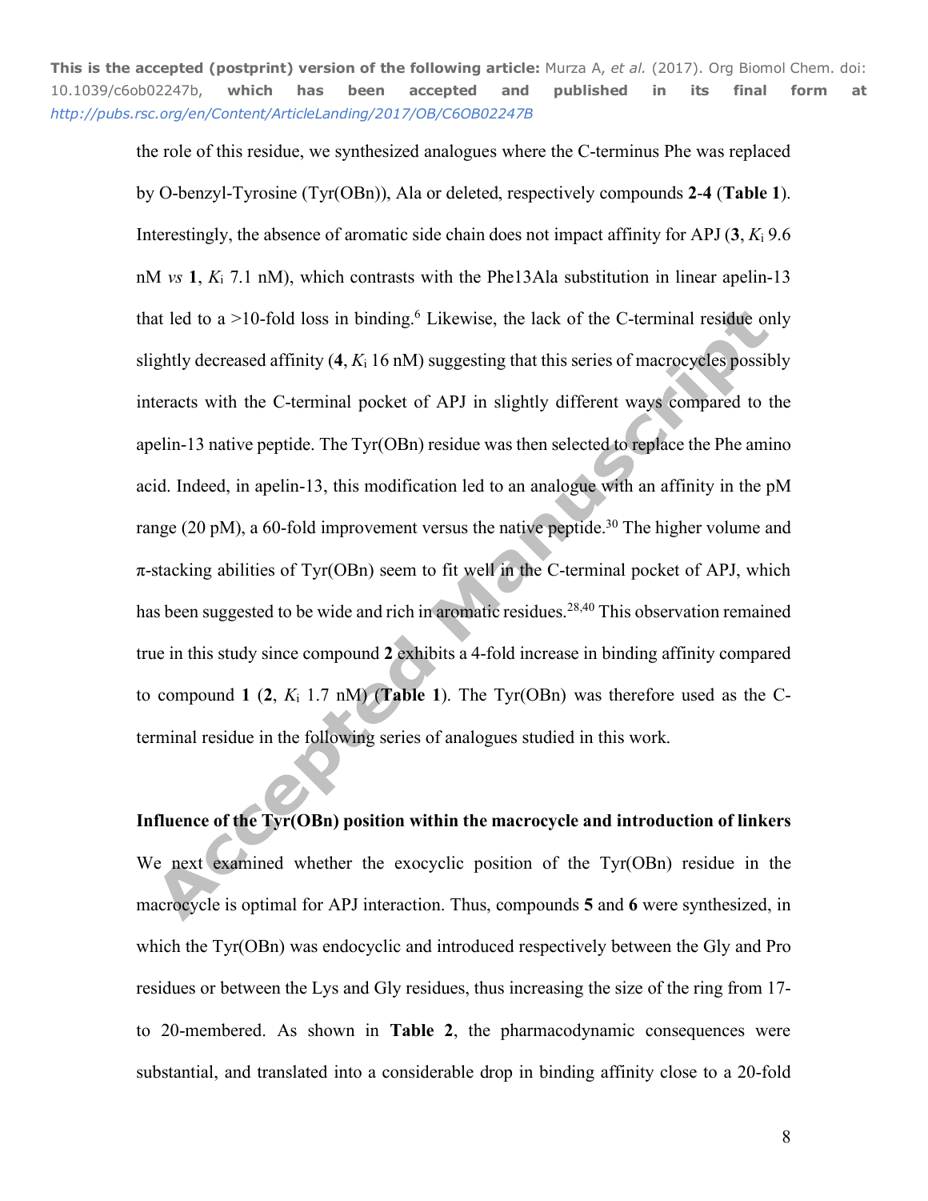the role of this residue, we synthesized analogues where the C-terminus Phe was replaced by O-benzyl-Tyrosine (Tyr(OBn)), Ala or deleted, respectively compounds **2**-**4** (**Table 1**). Interestingly, the absence of aromatic side chain does not impact affinity for APJ (**3**, $K_i$ 9.6 nM *vs* **1**, $K_i$ 7.1 nM), which contrasts with the Phe13Ala substitution in linear apelin-13 that led to a >10-fold loss in binding.[6] Likewise, the lack of the C-terminal residue only slightly decreased affinity (**4**, $K_i$ 16 nM) suggesting that this series of macrocycles possibly interacts with the C-terminal pocket of APJ in slightly different ways compared to the apelin-13 native peptide. The Tyr(OBn) residue was then selected to replace the Phe amino acid. Indeed, in apelin-13, this modification led to an analogue with an affinity in the pM range (20 pM), a 60-fold improvement versus the native peptide.[30] The higher volume and π-stacking abilities of Tyr(OBn) seem to fit well in the C-terminal pocket of APJ, which has been suggested to be wide and rich in aromatic residues.[28,40] This observation remained true in this study since compound **2** exhibits a 4-fold increase in binding affinity compared to compound **1** (**2**, $K_i$ 1.7 nM) (**Table 1**). The Tyr(OBn) was therefore used as the C-terminal residue in the following series of analogues studied in this work.

**Influence of the Tyr(OBn) position within the macrocycle and introduction of linkers**

We next examined whether the exocyclic position of the Tyr(OBn) residue in the macrocycle is optimal for APJ interaction. Thus, compounds **5** and **6** were synthesized, in which the Tyr(OBn) was endocyclic and introduced respectively between the Gly and Pro residues or between the Lys and Gly residues, thus increasing the size of the ring from 17- to 20-membered. As shown in **Table 2**, the pharmacodynamic consequences were substantial, and translated into a considerable drop in binding affinity close to a 20-fold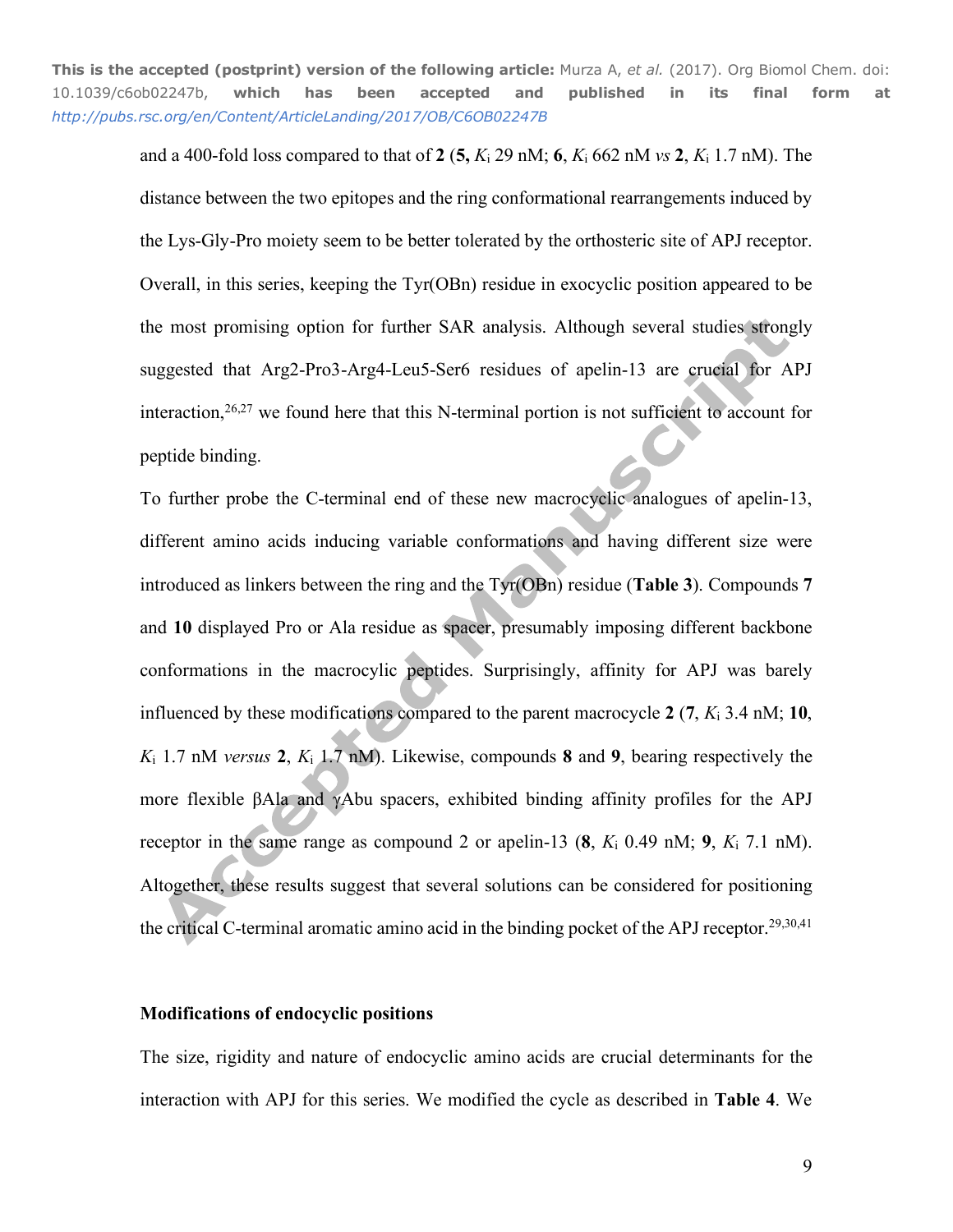and a 400-fold loss compared to that of **2** (**5,** $K_i$ 29 nM; **6**, $K_i$ 662 nM *vs* **2**, $K_i$ 1.7 nM). The distance between the two epitopes and the ring conformational rearrangements induced by the Lys-Gly-Pro moiety seem to be better tolerated by the orthosteric site of APJ receptor. Overall, in this series, keeping the Tyr(OBn) residue in exocyclic position appeared to be the most promising option for further SAR analysis. Although several studies strongly suggested that Arg2-Pro3-Arg4-Leu5-Ser6 residues of apelin-13 are crucial for APJ interaction,[26,27] we found here that this N-terminal portion is not sufficient to account for peptide binding.

To further probe the C-terminal end of these new macrocyclic analogues of apelin-13, different amino acids inducing variable conformations and having different size were introduced as linkers between the ring and the Tyr(OBn) residue (**Table 3**). Compounds **7** and **10** displayed Pro or Ala residue as spacer, presumably imposing different backbone conformations in the macrocylic peptides. Surprisingly, affinity for APJ was barely influenced by these modifications compared to the parent macrocycle **2** (**7**, $K_i$ 3.4 nM; **10**, $K_i$ 1.7 nM *versus* **2**, $K_i$ 1.7 nM). Likewise, compounds **8** and **9**, bearing respectively the more flexible βAla and γAbu spacers, exhibited binding affinity profiles for the APJ receptor in the same range as compound 2 or apelin-13 (**8**, $K_i$ 0.49 nM; **9**, $K_i$ 7.1 nM). Altogether, these results suggest that several solutions can be considered for positioning the critical C-terminal aromatic amino acid in the binding pocket of the APJ receptor.[29,30,41]

## Modifications of endocyclic positions

The size, rigidity and nature of endocyclic amino acids are crucial determinants for the interaction with APJ for this series. We modified the cycle as described in **Table 4**. We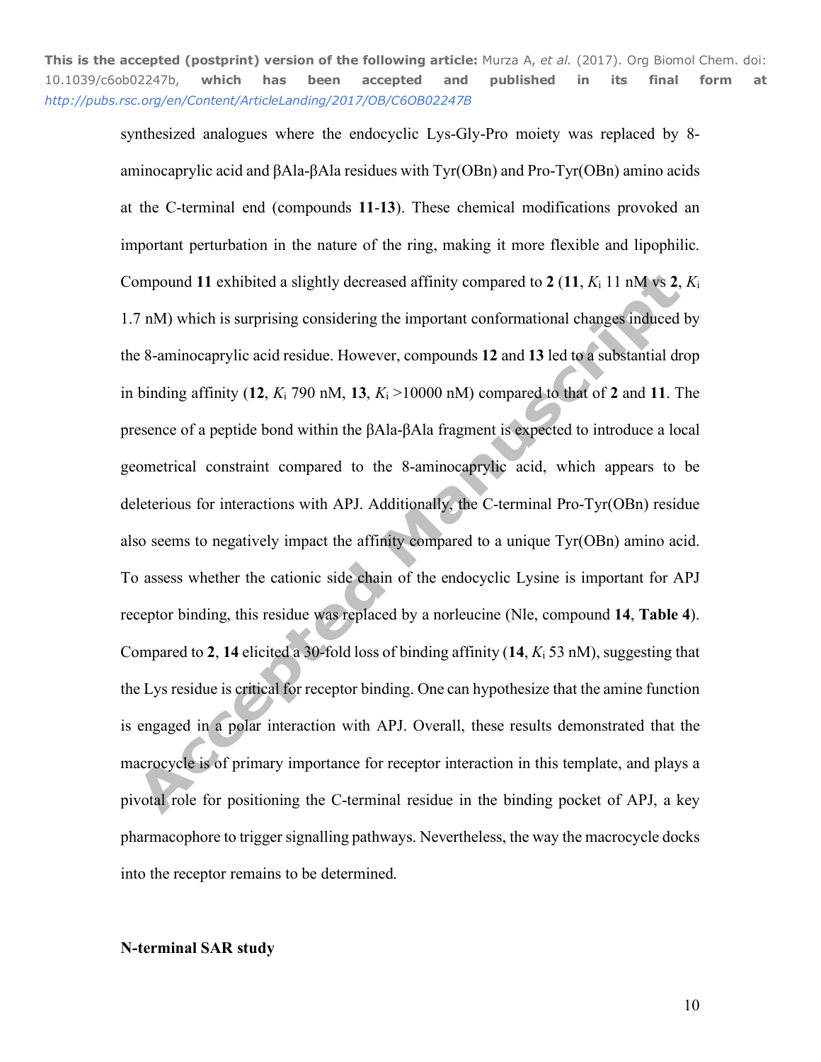synthesized analogues where the endocyclic Lys-Gly-Pro moiety was replaced by 8-aminocaprylic acid and βAla-βAla residues with Tyr(OBn) and Pro-Tyr(OBn) amino acids at the C-terminal end (compounds **11**-**13**). These chemical modifications provoked an important perturbation in the nature of the ring, making it more flexible and lipophilic. Compound **11** exhibited a slightly decreased affinity compared to **2** (**11**, $K_i$ 11 nM vs **2**, $K_i$ 1.7 nM) which is surprising considering the important conformational changes induced by the 8-aminocaprylic acid residue. However, compounds **12** and **13** led to a substantial drop in binding affinity (**12**, $K_i$ 790 nM, **13**, $K_i$ >10000 nM) compared to that of **2** and **11**. The presence of a peptide bond within the βAla-βAla fragment is expected to introduce a local geometrical constraint compared to the 8-aminocaprylic acid, which appears to be deleterious for interactions with APJ. Additionally, the C-terminal Pro-Tyr(OBn) residue also seems to negatively impact the affinity compared to a unique Tyr(OBn) amino acid. To assess whether the cationic side chain of the endocyclic Lysine is important for APJ receptor binding, this residue was replaced by a norleucine (Nle, compound **14**, **Table 4**). Compared to **2**, **14** elicited a 30-fold loss of binding affinity (**14**, $K_i$ 53 nM), suggesting that the Lys residue is critical for receptor binding. One can hypothesize that the amine function is engaged in a polar interaction with APJ. Overall, these results demonstrated that the macrocycle is of primary importance for receptor interaction in this template, and plays a pivotal role for positioning the C-terminal residue in the binding pocket of APJ, a key pharmacophore to trigger signalling pathways. Nevertheless, the way the macrocycle docks into the receptor remains to be determined.

**N-terminal SAR study**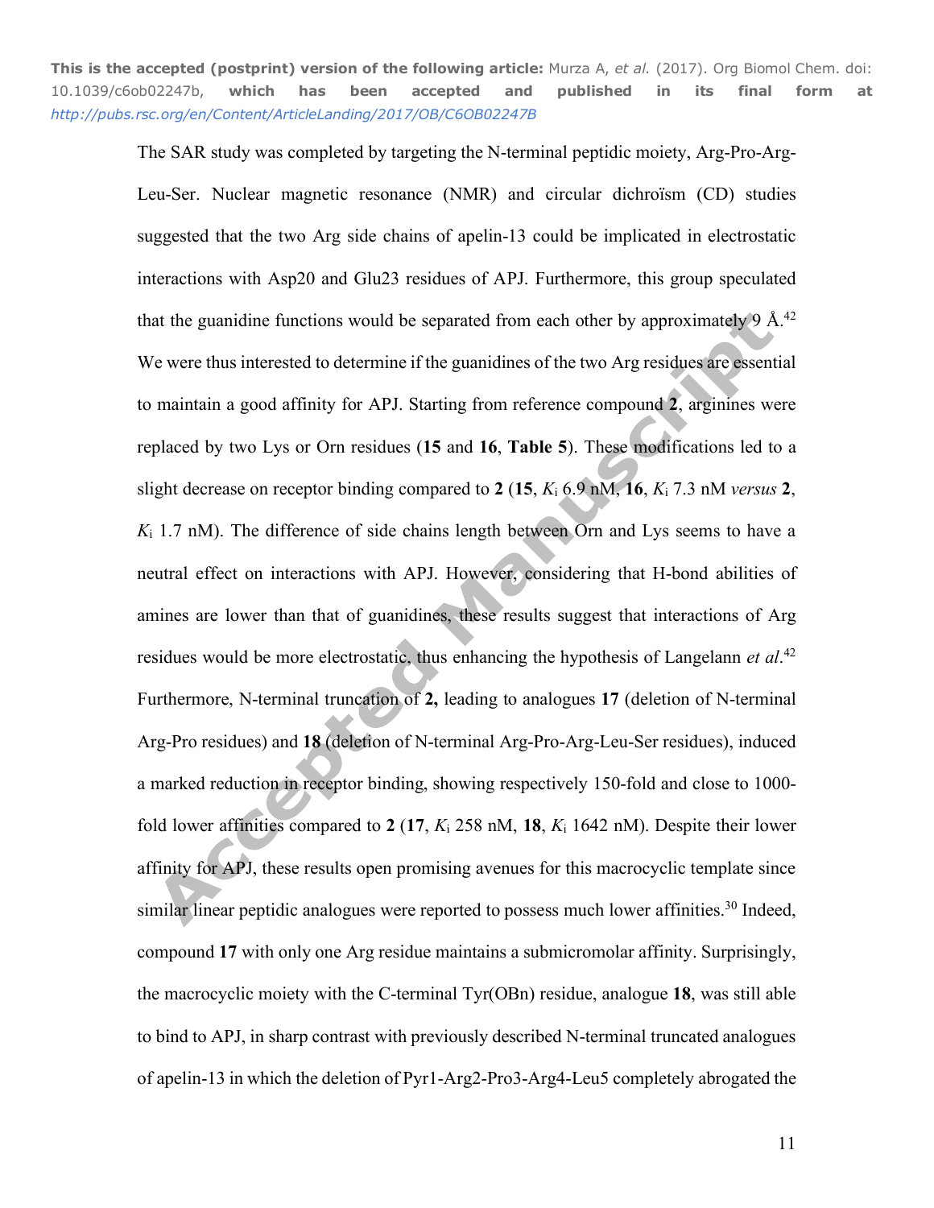The SAR study was completed by targeting the N-terminal peptidic moiety, Arg-Pro-Arg-Leu-Ser. Nuclear magnetic resonance (NMR) and circular dichroïsm (CD) studies suggested that the two Arg side chains of apelin-13 could be implicated in electrostatic interactions with Asp20 and Glu23 residues of APJ. Furthermore, this group speculated that the guanidine functions would be separated from each other by approximately 9 Å.[42] We were thus interested to determine if the guanidines of the two Arg residues are essential to maintain a good affinity for APJ. Starting from reference compound **2**, arginines were replaced by two Lys or Orn residues (**15** and **16**, **Table 5**). These modifications led to a slight decrease on receptor binding compared to **2** (**15**, $K_i$ 6.9 nM, **16**, $K_i$ 7.3 nM *versus* **2**, $K_i$ 1.7 nM). The difference of side chains length between Orn and Lys seems to have a neutral effect on interactions with APJ. However, considering that H-bond abilities of amines are lower than that of guanidines, these results suggest that interactions of Arg residues would be more electrostatic, thus enhancing the hypothesis of Langelann *et al*.[42] Furthermore, N-terminal truncation of **2,** leading to analogues **17** (deletion of N-terminal Arg-Pro residues) and **18** (deletion of N-terminal Arg-Pro-Arg-Leu-Ser residues), induced a marked reduction in receptor binding, showing respectively 150-fold and close to 1000-fold lower affinities compared to **2** (**17**, $K_i$ 258 nM, **18**, $K_i$ 1642 nM). Despite their lower affinity for APJ, these results open promising avenues for this macrocyclic template since similar linear peptidic analogues were reported to possess much lower affinities.[30] Indeed, compound **17** with only one Arg residue maintains a submicromolar affinity. Surprisingly, the macrocyclic moiety with the C-terminal Tyr(OBn) residue, analogue **18**, was still able to bind to APJ, in sharp contrast with previously described N-terminal truncated analogues of apelin-13 in which the deletion of Pyr1-Arg2-Pro3-Arg4-Leu5 completely abrogated the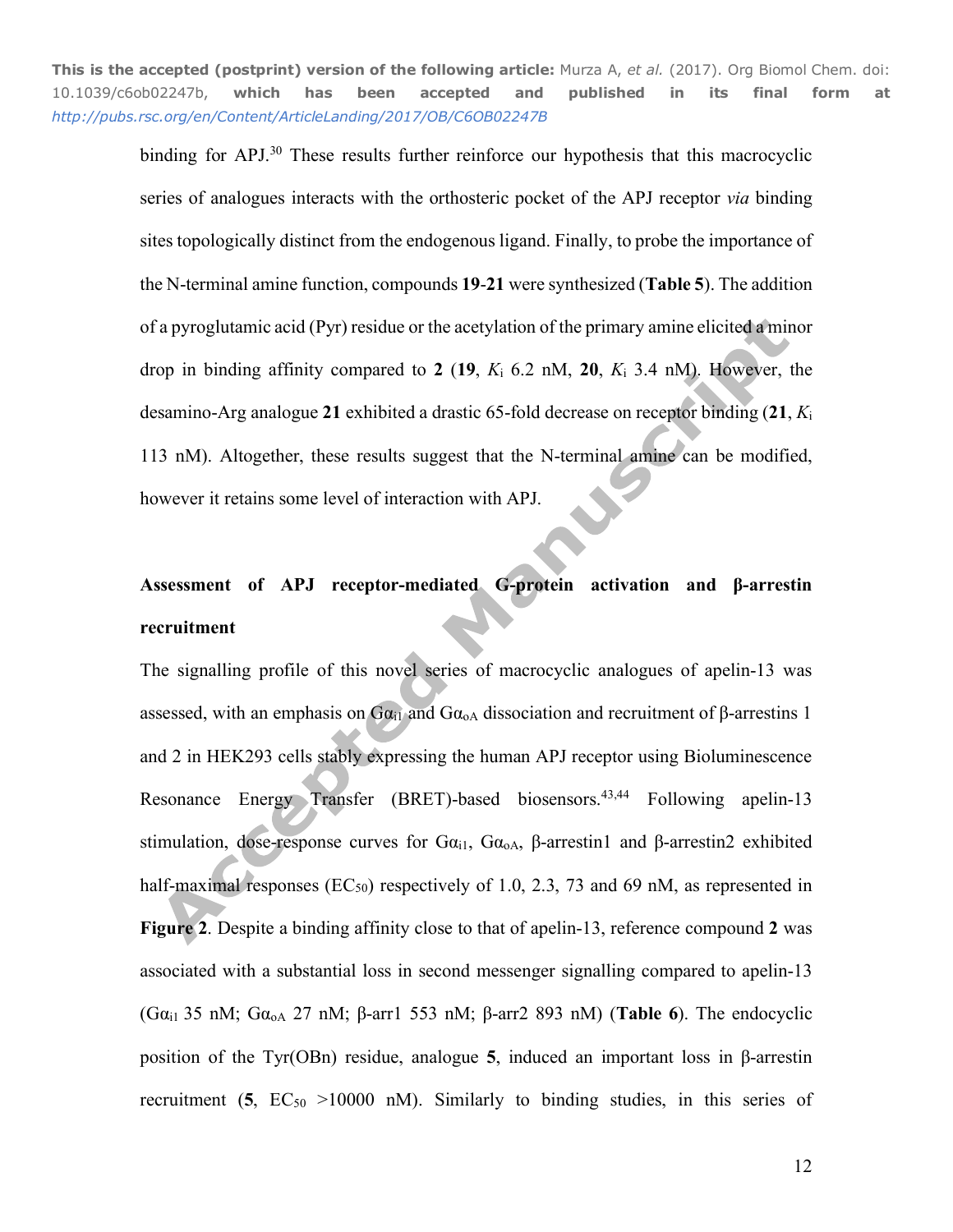binding for APJ.[30] These results further reinforce our hypothesis that this macrocyclic series of analogues interacts with the orthosteric pocket of the APJ receptor *via* binding sites topologically distinct from the endogenous ligand. Finally, to probe the importance of the N-terminal amine function, compounds **19**-**21** were synthesized (**Table 5**). The addition of a pyroglutamic acid (Pyr) residue or the acetylation of the primary amine elicited a minor drop in binding affinity compared to **2** (**19**, $K_i$ 6.2 nM, **20**, $K_i$ 3.4 nM). However, the desamino-Arg analogue **21** exhibited a drastic 65-fold decrease on receptor binding (**21**, $K_i$ 113 nM). Altogether, these results suggest that the N-terminal amine can be modified, however it retains some level of interaction with APJ.

## Assessment of APJ receptor-mediated G-protein activation and β-arrestin recruitment

The signalling profile of this novel series of macrocyclic analogues of apelin-13 was assessed, with an emphasis on $G\alpha_{i1}$ and $G\alpha_{oA}$ dissociation and recruitment of β-arrestins 1 and 2 in HEK293 cells stably expressing the human APJ receptor using Bioluminescence Resonance Energy Transfer (BRET)-based biosensors.[43,44] Following apelin-13 stimulation, dose-response curves for $G\alpha_{i1}$, $G\alpha_{oA}$, β-arrestin1 and β-arrestin2 exhibited half-maximal responses ($EC_{50}$) respectively of 1.0, 2.3, 73 and 69 nM, as represented in **Figure 2**. Despite a binding affinity close to that of apelin-13, reference compound **2** was associated with a substantial loss in second messenger signalling compared to apelin-13 ($G\alpha_{i1}$ 35 nM; $G\alpha_{oA}$ 27 nM; β-arr1 553 nM; β-arr2 893 nM) (**Table 6**). The endocyclic position of the Tyr(OBn) residue, analogue **5**, induced an important loss in β-arrestin recruitment (**5**, $EC_{50}$ >10000 nM). Similarly to binding studies, in this series of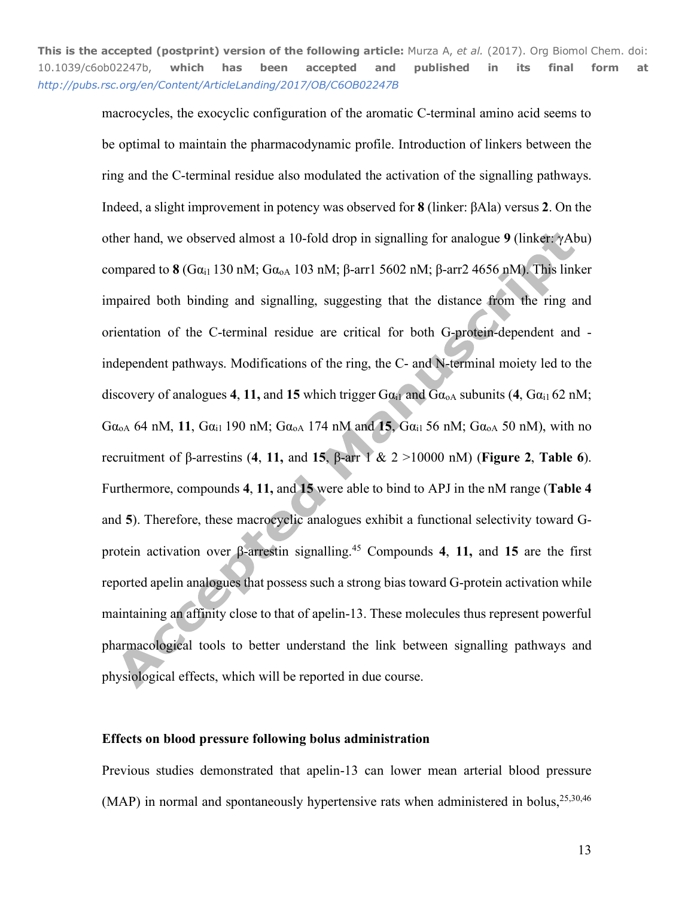macrocycles, the exocyclic configuration of the aromatic C-terminal amino acid seems to be optimal to maintain the pharmacodynamic profile. Introduction of linkers between the ring and the C-terminal residue also modulated the activation of the signalling pathways. Indeed, a slight improvement in potency was observed for **8** (linker: βAla) versus **2**. On the other hand, we observed almost a 10-fold drop in signalling for analogue **9** (linker: γAbu) compared to **8** ($G\alpha_{i1}$ 130 nM; $G\alpha_{oA}$ 103 nM; β-arr1 5602 nM; β-arr2 4656 nM). This linker impaired both binding and signalling, suggesting that the distance from the ring and orientation of the C-terminal residue are critical for both G-protein-dependent and -independent pathways. Modifications of the ring, the C- and N-terminal moiety led to the discovery of analogues **4**, **11,** and **15** which trigger $G\alpha_{i1}$ and $G\alpha_{oA}$ subunits (**4**, $G\alpha_{i1}$ 62 nM; $G\alpha_{oA}$ 64 nM, **11**, $G\alpha_{i1}$ 190 nM; $G\alpha_{oA}$ 174 nM and **15**, $G\alpha_{i1}$ 56 nM; $G\alpha_{oA}$ 50 nM), with no recruitment of β-arrestins (**4**, **11,** and **15**, β-arr 1 & 2 >10000 nM) (**Figure 2**, **Table 6**). Furthermore, compounds **4**, **11,** and **15** were able to bind to APJ in the nM range (**Table 4** and **5**). Therefore, these macrocyclic analogues exhibit a functional selectivity toward G-protein activation over β-arrestin signalling.[45] Compounds **4**, **11,** and **15** are the first reported apelin analogues that possess such a strong bias toward G-protein activation while maintaining an affinity close to that of apelin-13. These molecules thus represent powerful pharmacological tools to better understand the link between signalling pathways and physiological effects, which will be reported in due course.

### Effects on blood pressure following bolus administration

Previous studies demonstrated that apelin-13 can lower mean arterial blood pressure (MAP) in normal and spontaneously hypertensive rats when administered in bolus,[25,30,46]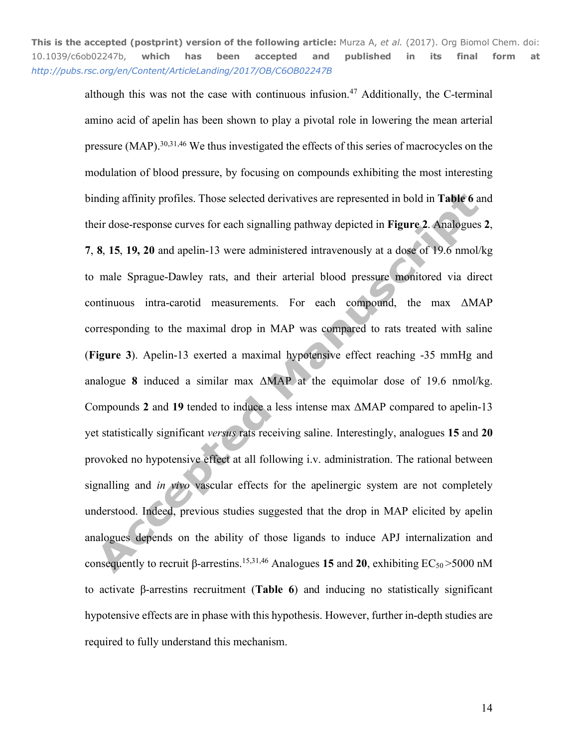although this was not the case with continuous infusion.[47] Additionally, the C-terminal amino acid of apelin has been shown to play a pivotal role in lowering the mean arterial pressure (MAP).[30,31,46] We thus investigated the effects of this series of macrocycles on the modulation of blood pressure, by focusing on compounds exhibiting the most interesting binding affinity profiles. Those selected derivatives are represented in bold in **Table 6** and their dose-response curves for each signalling pathway depicted in **Figure 2**. Analogues **2**, **7**, **8**, **15**, **19, 20** and apelin-13 were administered intravenously at a dose of 19.6 nmol/kg to male Sprague-Dawley rats, and their arterial blood pressure monitored via direct continuous intra-carotid measurements. For each compound, the max ΔMAP corresponding to the maximal drop in MAP was compared to rats treated with saline (**Figure 3**). Apelin-13 exerted a maximal hypotensive effect reaching -35 mmHg and analogue **8** induced a similar max ΔMAP at the equimolar dose of 19.6 nmol/kg. Compounds **2** and **19** tended to induce a less intense max ΔMAP compared to apelin-13 yet statistically significant *versus* rats receiving saline. Interestingly, analogues **15** and **20** provoked no hypotensive effect at all following i.v. administration. The rational between signalling and *in vivo* vascular effects for the apelinergic system are not completely understood. Indeed, previous studies suggested that the drop in MAP elicited by apelin analogues depends on the ability of those ligands to induce APJ internalization and consequently to recruit β-arrestins.[15,31,46] Analogues **15** and **20**, exhibiting $EC_{50}$ >5000 nM to activate β-arrestins recruitment (**Table 6**) and inducing no statistically significant hypotensive effects are in phase with this hypothesis. However, further in-depth studies are required to fully understand this mechanism.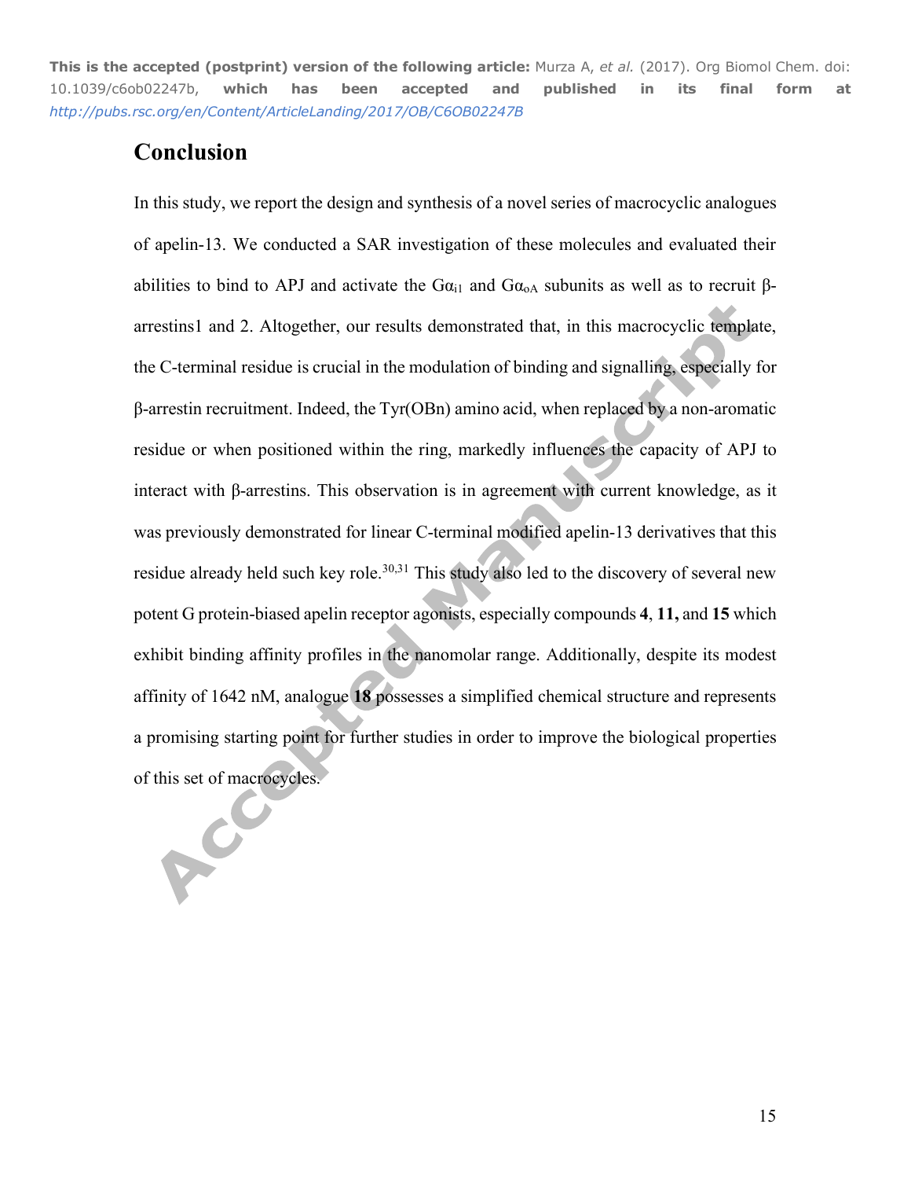## Conclusion

In this study, we report the design and synthesis of a novel series of macrocyclic analogues of apelin-13. We conducted a SAR investigation of these molecules and evaluated their abilities to bind to APJ and activate the $G\alpha_{i1}$ and $G\alpha_{oA}$ subunits as well as to recruit β-arrestins1 and 2. Altogether, our results demonstrated that, in this macrocyclic template, the C-terminal residue is crucial in the modulation of binding and signalling, especially for β-arrestin recruitment. Indeed, the Tyr(OBn) amino acid, when replaced by a non-aromatic residue or when positioned within the ring, markedly influences the capacity of APJ to interact with β-arrestins. This observation is in agreement with current knowledge, as it was previously demonstrated for linear C-terminal modified apelin-13 derivatives that this residue already held such key role.[30,31] This study also led to the discovery of several new potent G protein-biased apelin receptor agonists, especially compounds **4**, **11,** and **15** which exhibit binding affinity profiles in the nanomolar range. Additionally, despite its modest affinity of 1642 nM, analogue **18** possesses a simplified chemical structure and represents a promising starting point for further studies in order to improve the biological properties of this set of macrocycles.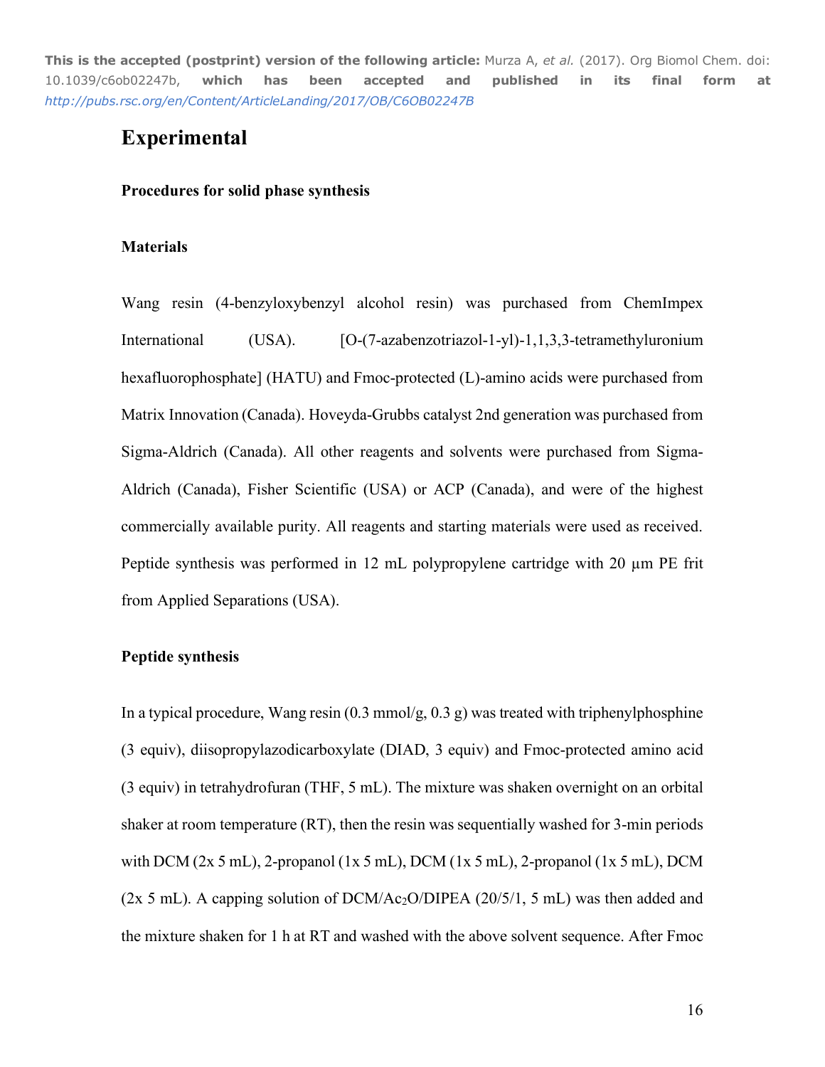This is the accepted (postprint) version of the following article: Murza A, *et al.* (2017). Org Biomol Chem. doi: 10.1039/c6ob02247b, which has been accepted and published in its final form at *http://pubs.rsc.org/en/Content/ArticleLanding/2017/OB/C6OB02247B*

# Experimental

### Procedures for solid phase synthesis

### Materials

Wang resin (4-benzyloxybenzyl alcohol resin) was purchased from ChemImpex International (USA). [O-(7-azabenzotriazol-1-yl)-1,1,3,3-tetramethyluronium hexafluorophosphate] (HATU) and Fmoc-protected (L)-amino acids were purchased from Matrix Innovation (Canada). Hoveyda-Grubbs catalyst 2nd generation was purchased from Sigma-Aldrich (Canada). All other reagents and solvents were purchased from Sigma-Aldrich (Canada), Fisher Scientific (USA) or ACP (Canada), and were of the highest commercially available purity. All reagents and starting materials were used as received. Peptide synthesis was performed in 12 mL polypropylene cartridge with 20 µm PE frit from Applied Separations (USA).

### Peptide synthesis

In a typical procedure, Wang resin (0.3 mmol/g, 0.3 g) was treated with triphenylphosphine (3 equiv), diisopropylazodicarboxylate (DIAD, 3 equiv) and Fmoc-protected amino acid (3 equiv) in tetrahydrofuran (THF, 5 mL). The mixture was shaken overnight on an orbital shaker at room temperature (RT), then the resin was sequentially washed for 3-min periods with DCM (2x 5 mL), 2-propanol (1x 5 mL), DCM (1x 5 mL), 2-propanol (1x 5 mL), DCM (2x 5 mL). A capping solution of DCM/$Ac_2O$/DIPEA (20/5/1, 5 mL) was then added and the mixture shaken for 1 h at RT and washed with the above solvent sequence. After Fmoc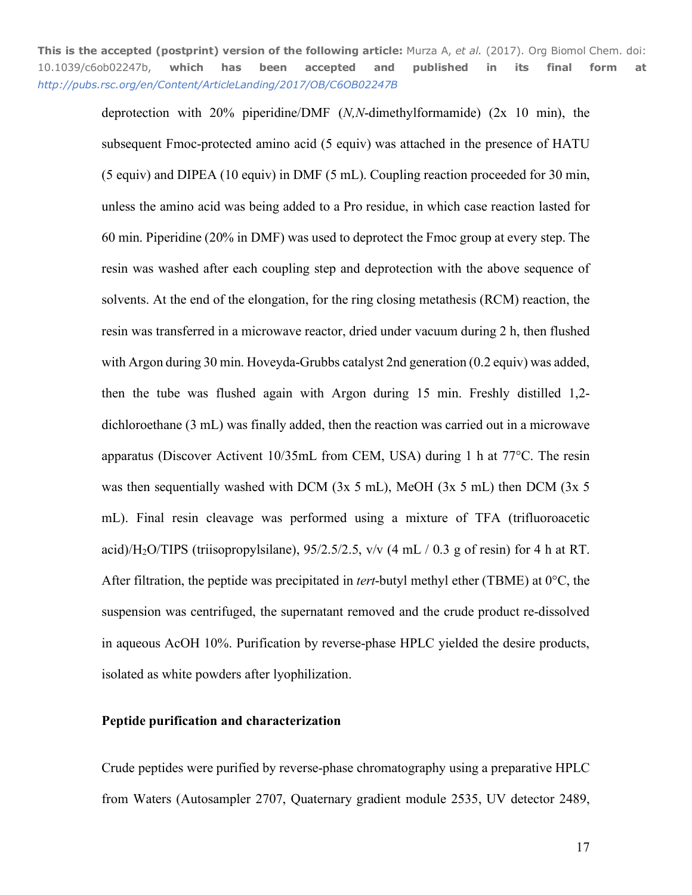deprotection with 20% piperidine/DMF (*N,N*-dimethylformamide) (2x 10 min), the subsequent Fmoc-protected amino acid (5 equiv) was attached in the presence of HATU (5 equiv) and DIPEA (10 equiv) in DMF (5 mL). Coupling reaction proceeded for 30 min, unless the amino acid was being added to a Pro residue, in which case reaction lasted for 60 min. Piperidine (20% in DMF) was used to deprotect the Fmoc group at every step. The resin was washed after each coupling step and deprotection with the above sequence of solvents. At the end of the elongation, for the ring closing metathesis (RCM) reaction, the resin was transferred in a microwave reactor, dried under vacuum during 2 h, then flushed with Argon during 30 min. Hoveyda-Grubbs catalyst 2nd generation (0.2 equiv) was added, then the tube was flushed again with Argon during 15 min. Freshly distilled 1,2-dichloroethane (3 mL) was finally added, then the reaction was carried out in a microwave apparatus (Discover Activent 10/35mL from CEM, USA) during 1 h at 77°C. The resin was then sequentially washed with DCM (3x 5 mL), MeOH (3x 5 mL) then DCM (3x 5 mL). Final resin cleavage was performed using a mixture of TFA (trifluoroacetic acid)/$H_2O$/TIPS (triisopropylsilane), 95/2.5/2.5, v/v (4 mL / 0.3 g of resin) for 4 h at RT. After filtration, the peptide was precipitated in *tert*-butyl methyl ether (TBME) at 0°C, the suspension was centrifuged, the supernatant removed and the crude product re-dissolved in aqueous AcOH 10%. Purification by reverse-phase HPLC yielded the desire products, isolated as white powders after lyophilization.

**Peptide purification and characterization**

Crude peptides were purified by reverse-phase chromatography using a preparative HPLC from Waters (Autosampler 2707, Quaternary gradient module 2535, UV detector 2489,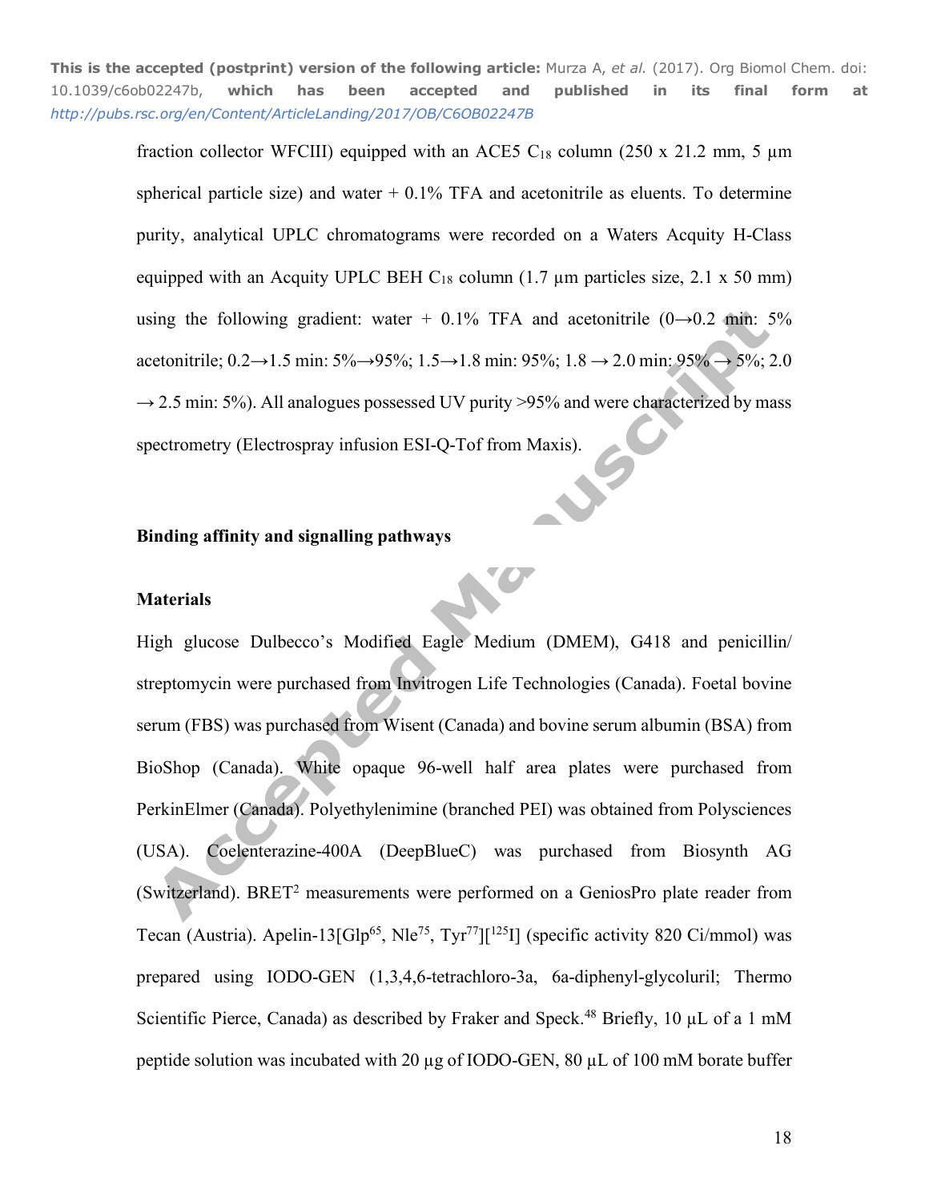fraction collector WFCIII) equipped with an ACE5 $C_{18}$ column (250 x 21.2 mm, 5 µm spherical particle size) and water + 0.1% TFA and acetonitrile as eluents. To determine purity, analytical UPLC chromatograms were recorded on a Waters Acquity H-Class equipped with an Acquity UPLC BEH $C_{18}$ column (1.7 µm particles size, 2.1 x 50 mm) using the following gradient: water + 0.1% TFA and acetonitrile (0→0.2 min: 5% acetonitrile; 0.2→1.5 min: 5%→95%; 1.5→1.8 min: 95%; 1.8 → 2.0 min: 95% → 5%; 2.0 → 2.5 min: 5%). All analogues possessed UV purity >95% and were characterized by mass spectrometry (Electrospray infusion ESI-Q-Tof from Maxis).

### Binding affinity and signalling pathways

### Materials

High glucose Dulbecco's Modified Eagle Medium (DMEM), G418 and penicillin/ streptomycin were purchased from Invitrogen Life Technologies (Canada). Foetal bovine serum (FBS) was purchased from Wisent (Canada) and bovine serum albumin (BSA) from BioShop (Canada). White opaque 96-well half area plates were purchased from PerkinElmer (Canada). Polyethylenimine (branched PEI) was obtained from Polysciences (USA). Coelenterazine-400A (DeepBlueC) was purchased from Biosynth AG (Switzerland). $BRET^2$ measurements were performed on a GeniosPro plate reader from Tecan (Austria). Apelin-13[$Glp^{65}$, $Nle^{75}$, $Tyr^{77}$][$^{125}I$] (specific activity 820 Ci/mmol) was prepared using IODO-GEN (1,3,4,6-tetrachloro-3a, 6a-diphenyl-glycoluril; Thermo Scientific Pierce, Canada) as described by Fraker and Speck.[48] Briefly, 10 µL of a 1 mM peptide solution was incubated with 20 µg of IODO-GEN, 80 µL of 100 mM borate buffer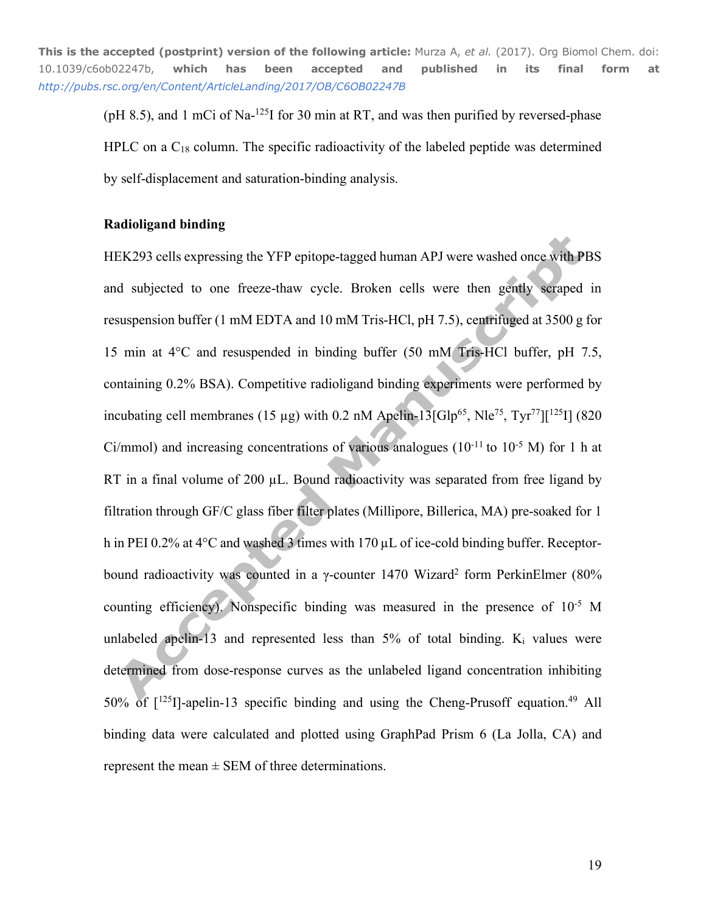(pH 8.5), and 1 mCi of Na-$^{125}$I for 30 min at RT, and was then purified by reversed-phase HPLC on a $C_{18}$ column. The specific radioactivity of the labeled peptide was determined by self-displacement and saturation-binding analysis.

**Radioligand binding**

HEK293 cells expressing the YFP epitope-tagged human APJ were washed once with PBS and subjected to one freeze-thaw cycle. Broken cells were then gently scraped in resuspension buffer (1 mM EDTA and 10 mM Tris-HCl, pH 7.5), centrifuged at 3500 g for 15 min at 4°C and resuspended in binding buffer (50 mM Tris-HCl buffer, pH 7.5, containing 0.2% BSA). Competitive radioligand binding experiments were performed by incubating cell membranes (15 µg) with 0.2 nM Apelin-13[Glp$^{65}$, Nle$^{75}$, Tyr$^{77}$][$^{125}$I] (820 Ci/mmol) and increasing concentrations of various analogues ($10^{-11}$ to $10^{-5}$ M) for 1 h at RT in a final volume of 200 µL. Bound radioactivity was separated from free ligand by filtration through GF/C glass fiber filter plates (Millipore, Billerica, MA) pre-soaked for 1 h in PEI 0.2% at 4°C and washed 3 times with 170 µL of ice-cold binding buffer. Receptor-bound radioactivity was counted in a γ-counter 1470 Wizard$^2$ form PerkinElmer (80% counting efficiency). Nonspecific binding was measured in the presence of $10^{-5}$ M unlabeled apelin-13 and represented less than 5% of total binding. $K_i$ values were determined from dose-response curves as the unlabeled ligand concentration inhibiting 50% of [$^{125}$I]-apelin-13 specific binding and using the Cheng-Prusoff equation.[49] All binding data were calculated and plotted using GraphPad Prism 6 (La Jolla, CA) and represent the mean ± SEM of three determinations.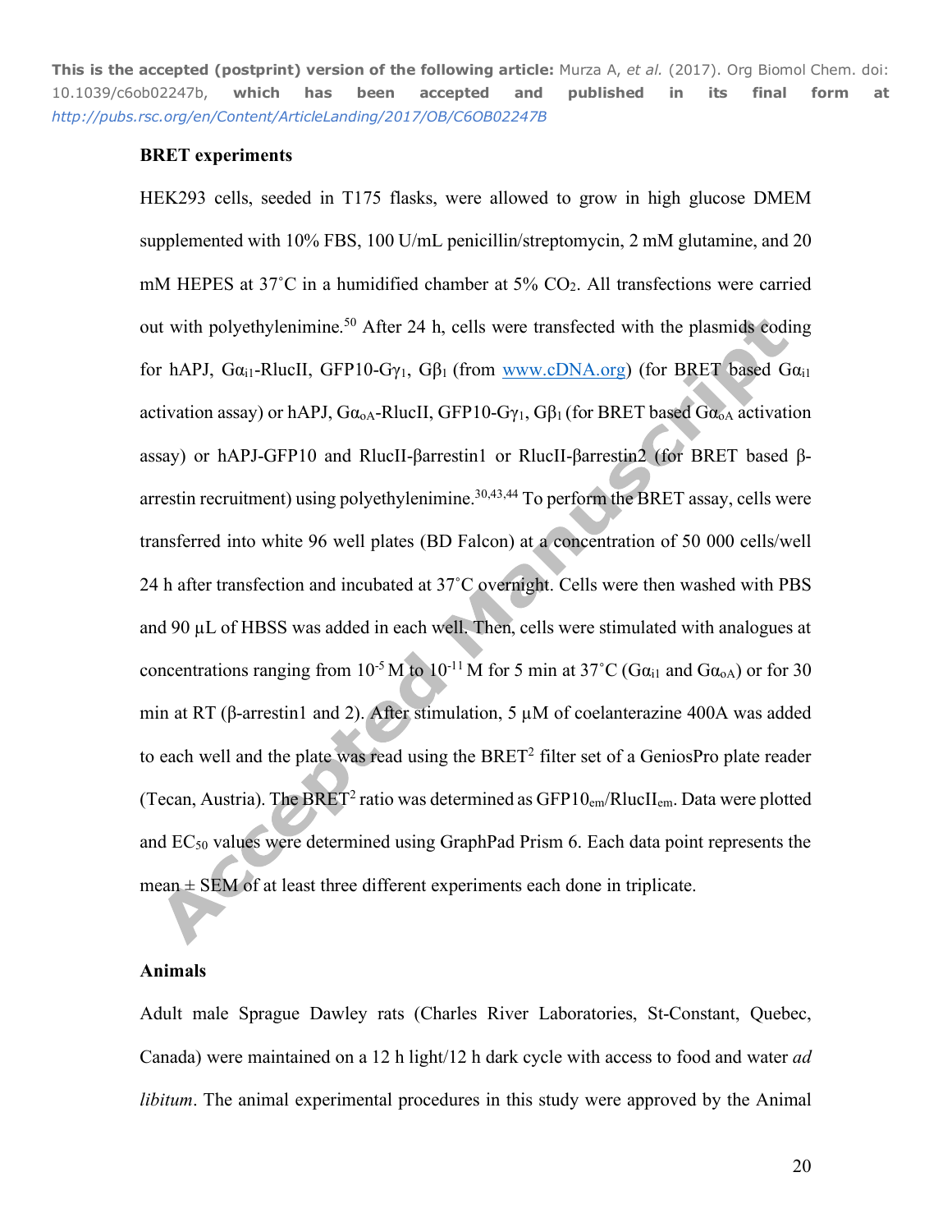**BRET experiments**

HEK293 cells, seeded in T175 flasks, were allowed to grow in high glucose DMEM supplemented with 10% FBS, 100 U/mL penicillin/streptomycin, 2 mM glutamine, and 20 mM HEPES at 37˚C in a humidified chamber at 5% $CO_2$. All transfections were carried out with polyethylenimine.[50] After 24 h, cells were transfected with the plasmids coding for hAPJ, $G\alpha_{i1}$-RlucII, GFP10-$G\gamma_1$, $G\beta_1$ (from www.cDNA.org) (for BRET based $G\alpha_{i1}$ activation assay) or hAPJ, $G\alpha_{oA}$-RlucII, GFP10-$G\gamma_1$, $G\beta_1$ (for BRET based $G\alpha_{oA}$ activation assay) or hAPJ-GFP10 and RlucII-βarrestin1 or RlucII-βarrestin2 (for BRET based β-arrestin recruitment) using polyethylenimine.[30,43,44] To perform the BRET assay, cells were transferred into white 96 well plates (BD Falcon) at a concentration of 50 000 cells/well 24 h after transfection and incubated at 37˚C overnight. Cells were then washed with PBS and 90 μL of HBSS was added in each well. Then, cells were stimulated with analogues at concentrations ranging from $10^{-5}$ M to $10^{-11}$ M for 5 min at 37˚C ($G\alpha_{i1}$ and $G\alpha_{oA}$) or for 30 min at RT (β-arrestin1 and 2). After stimulation, 5 μM of coelanterazine 400A was added to each well and the plate was read using the $BRET^2$ filter set of a GeniosPro plate reader (Tecan, Austria). The $BRET^2$ ratio was determined as $GFP10_{em}/RlucII_{em}$. Data were plotted and $EC_{50}$ values were determined using GraphPad Prism 6. Each data point represents the mean ± SEM of at least three different experiments each done in triplicate.

**Animals**

Adult male Sprague Dawley rats (Charles River Laboratories, St-Constant, Quebec, Canada) were maintained on a 12 h light/12 h dark cycle with access to food and water *ad libitum*. The animal experimental procedures in this study were approved by the Animal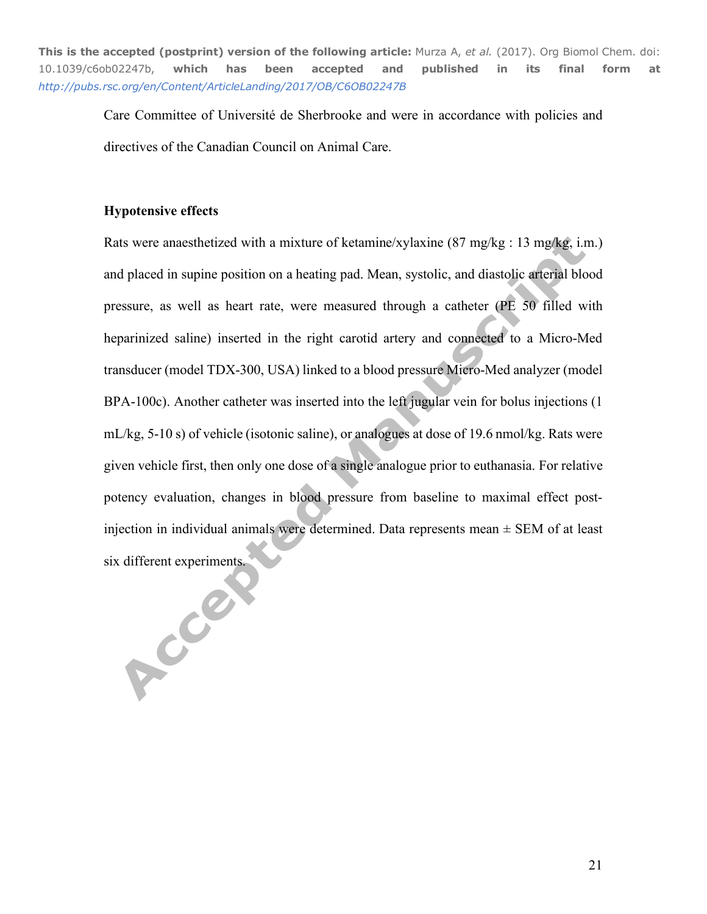Care Committee of Université de Sherbrooke and were in accordance with policies and directives of the Canadian Council on Animal Care.

**Hypotensive effects**

Rats were anaesthetized with a mixture of ketamine/xylaxine (87 mg/kg : 13 mg/kg, i.m.) and placed in supine position on a heating pad. Mean, systolic, and diastolic arterial blood pressure, as well as heart rate, were measured through a catheter (PE 50 filled with heparinized saline) inserted in the right carotid artery and connected to a Micro-Med transducer (model TDX-300, USA) linked to a blood pressure Micro-Med analyzer (model BPA-100c). Another catheter was inserted into the left jugular vein for bolus injections (1 mL/kg, 5-10 s) of vehicle (isotonic saline), or analogues at dose of 19.6 nmol/kg. Rats were given vehicle first, then only one dose of a single analogue prior to euthanasia. For relative potency evaluation, changes in blood pressure from baseline to maximal effect post-injection in individual animals were determined. Data represents mean ± SEM of at least six different experiments.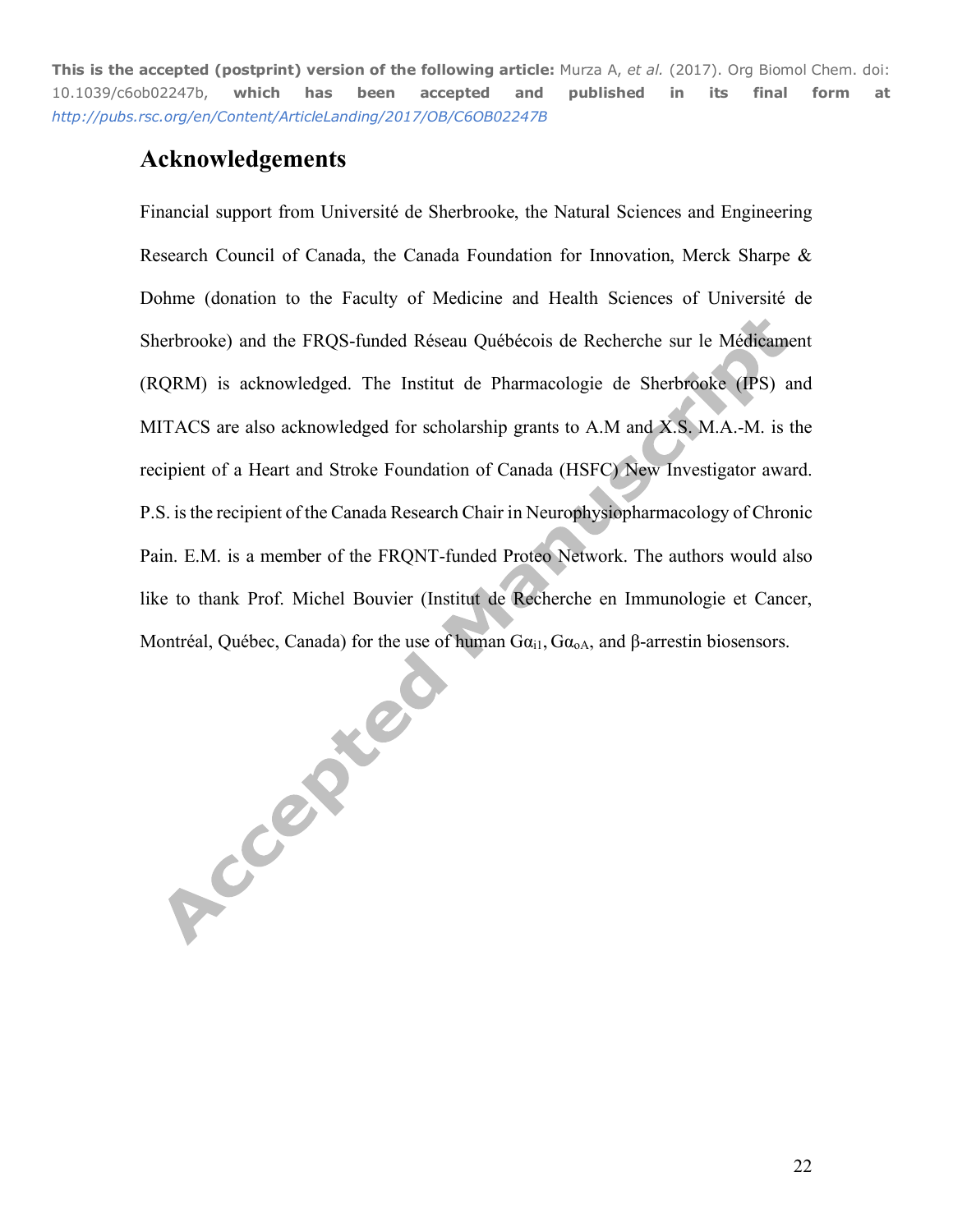## Acknowledgements

Financial support from Université de Sherbrooke, the Natural Sciences and Engineering Research Council of Canada, the Canada Foundation for Innovation, Merck Sharpe & Dohme (donation to the Faculty of Medicine and Health Sciences of Université de Sherbrooke) and the FRQS-funded Réseau Québécois de Recherche sur le Médicament (RQRM) is acknowledged. The Institut de Pharmacologie de Sherbrooke (IPS) and MITACS are also acknowledged for scholarship grants to A.M and X.S. M.A.-M. is the recipient of a Heart and Stroke Foundation of Canada (HSFC) New Investigator award. P.S. is the recipient of the Canada Research Chair in Neurophysiopharmacology of Chronic Pain. E.M. is a member of the FRQNT-funded Proteo Network. The authors would also like to thank Prof. Michel Bouvier (Institut de Recherche en Immunologie et Cancer, Montréal, Québec, Canada) for the use of human $G\alpha_{i1}$, $G\alpha_{oA}$, and β-arrestin biosensors.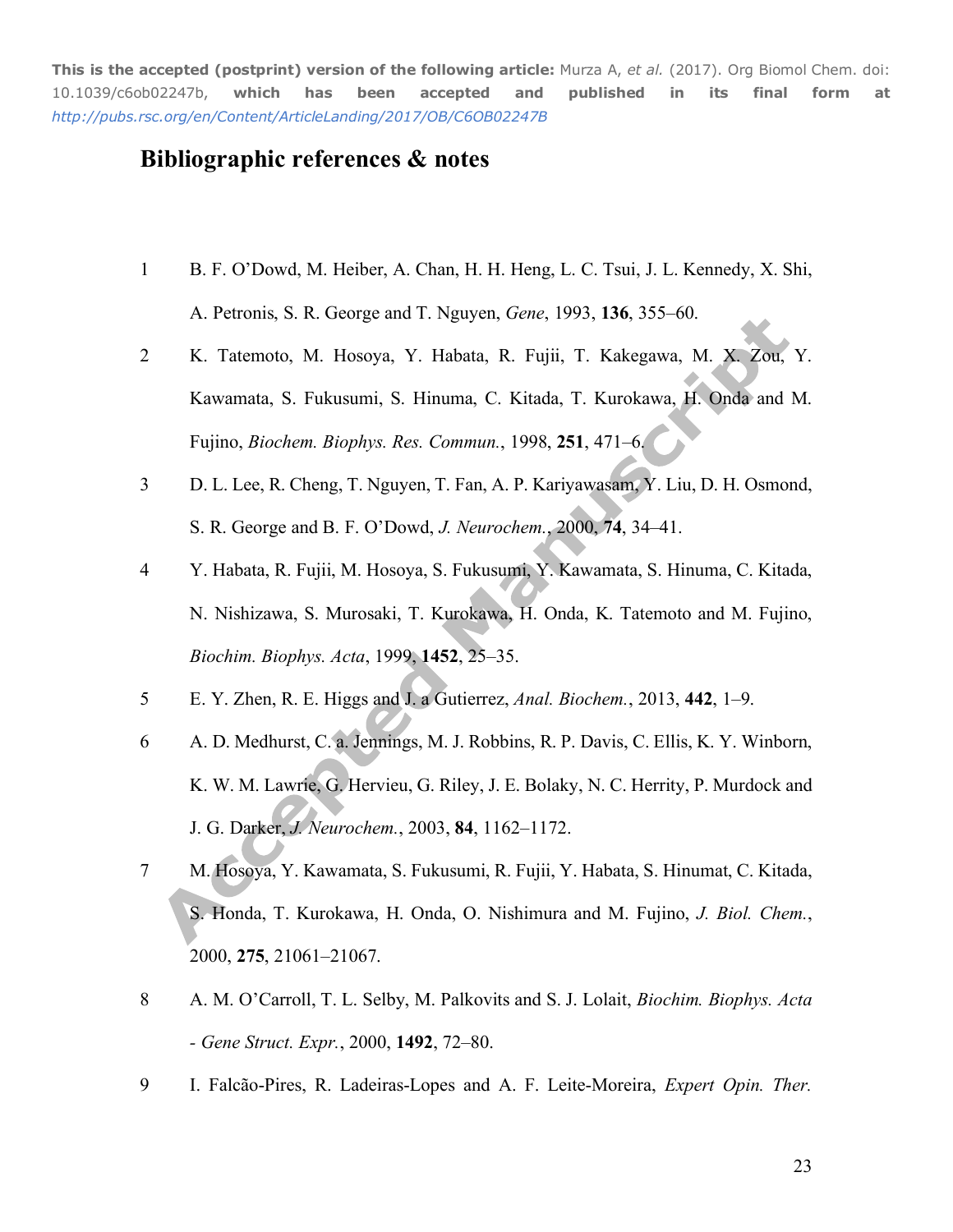## Bibliographic references & notes

1. B. F. O'Dowd, M. Heiber, A. Chan, H. H. Heng, L. C. Tsui, J. L. Kennedy, X. Shi, A. Petronis, S. R. George and T. Nguyen, *Gene*, 1993, **136**, 355–60.
2. K. Tatemoto, M. Hosoya, Y. Habata, R. Fujii, T. Kakegawa, M. X. Zou, Y. Kawamata, S. Fukusumi, S. Hinuma, C. Kitada, T. Kurokawa, H. Onda and M. Fujino, *Biochem. Biophys. Res. Commun.*, 1998, **251**, 471–6.
3. D. L. Lee, R. Cheng, T. Nguyen, T. Fan, A. P. Kariyawasam, Y. Liu, D. H. Osmond, S. R. George and B. F. O'Dowd, *J. Neurochem.*, 2000, **74**, 34–41.
4. Y. Habata, R. Fujii, M. Hosoya, S. Fukusumi, Y. Kawamata, S. Hinuma, C. Kitada, N. Nishizawa, S. Murosaki, T. Kurokawa, H. Onda, K. Tatemoto and M. Fujino, *Biochim. Biophys. Acta*, 1999, **1452**, 25–35.
5. E. Y. Zhen, R. E. Higgs and J. a Gutierrez, *Anal. Biochem.*, 2013, **442**, 1–9.
6. A. D. Medhurst, C. a. Jennings, M. J. Robbins, R. P. Davis, C. Ellis, K. Y. Winborn, K. W. M. Lawrie, G. Hervieu, G. Riley, J. E. Bolaky, N. C. Herrity, P. Murdock and J. G. Darker, *J. Neurochem.*, 2003, **84**, 1162–1172.
7. M. Hosoya, Y. Kawamata, S. Fukusumi, R. Fujii, Y. Habata, S. Hinumat, C. Kitada, S. Honda, T. Kurokawa, H. Onda, O. Nishimura and M. Fujino, *J. Biol. Chem.*, 2000, **275**, 21061–21067.
8. A. M. O'Carroll, T. L. Selby, M. Palkovits and S. J. Lolait, *Biochim. Biophys. Acta - Gene Struct. Expr.*, 2000, **1492**, 72–80.
9. I. Falcão-Pires, R. Ladeiras-Lopes and A. F. Leite-Moreira, *Expert Opin. Ther.*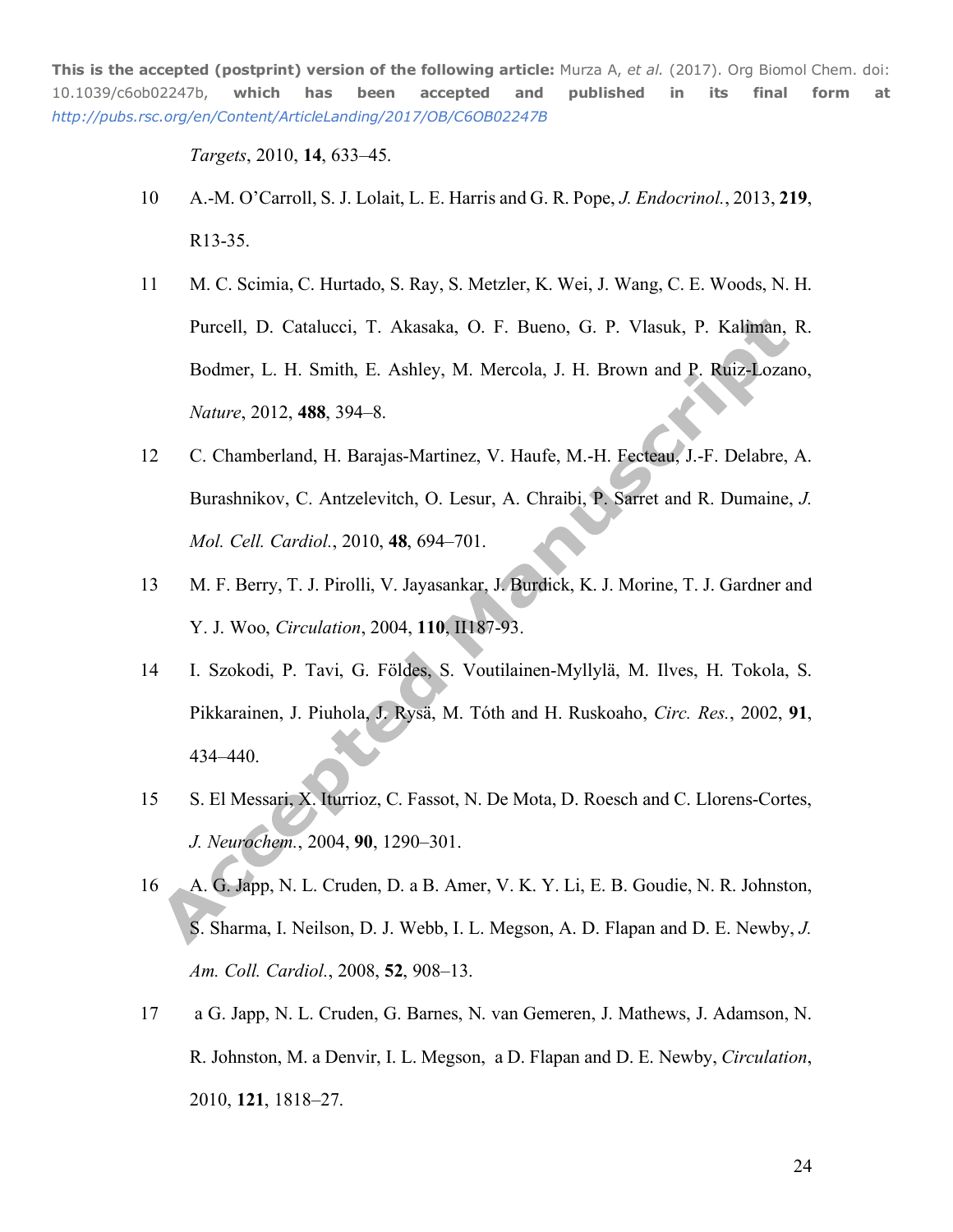*Targets*, 2010, **14**, 633–45.

10 A.-M. O'Carroll, S. J. Lolait, L. E. Harris and G. R. Pope, *J. Endocrinol.*, 2013, **219**, R13-35.

11 M. C. Scimia, C. Hurtado, S. Ray, S. Metzler, K. Wei, J. Wang, C. E. Woods, N. H. Purcell, D. Catalucci, T. Akasaka, O. F. Bueno, G. P. Vlasuk, P. Kaliman, R. Bodmer, L. H. Smith, E. Ashley, M. Mercola, J. H. Brown and P. Ruiz-Lozano, *Nature*, 2012, **488**, 394–8.

12 C. Chamberland, H. Barajas-Martinez, V. Haufe, M.-H. Fecteau, J.-F. Delabre, A. Burashnikov, C. Antzelevitch, O. Lesur, A. Chraibi, P. Sarret and R. Dumaine, *J. Mol. Cell. Cardiol.*, 2010, **48**, 694–701.

13 M. F. Berry, T. J. Pirolli, V. Jayasankar, J. Burdick, K. J. Morine, T. J. Gardner and Y. J. Woo, *Circulation*, 2004, **110**, II187-93.

14 I. Szokodi, P. Tavi, G. Földes, S. Voutilainen-Myllylä, M. Ilves, H. Tokola, S. Pikkarainen, J. Piuhola, J. Rysä, M. Tóth and H. Ruskoaho, *Circ. Res.*, 2002, **91**, 434–440.

15 S. El Messari, X. Iturrioz, C. Fassot, N. De Mota, D. Roesch and C. Llorens-Cortes, *J. Neurochem.*, 2004, **90**, 1290–301.

16 A. G. Japp, N. L. Cruden, D. a B. Amer, V. K. Y. Li, E. B. Goudie, N. R. Johnston, S. Sharma, I. Neilson, D. J. Webb, I. L. Megson, A. D. Flapan and D. E. Newby, *J. Am. Coll. Cardiol.*, 2008, **52**, 908–13.

17 a G. Japp, N. L. Cruden, G. Barnes, N. van Gemeren, J. Mathews, J. Adamson, N. R. Johnston, M. a Denvir, I. L. Megson, a D. Flapan and D. E. Newby, *Circulation*, 2010, **121**, 1818–27.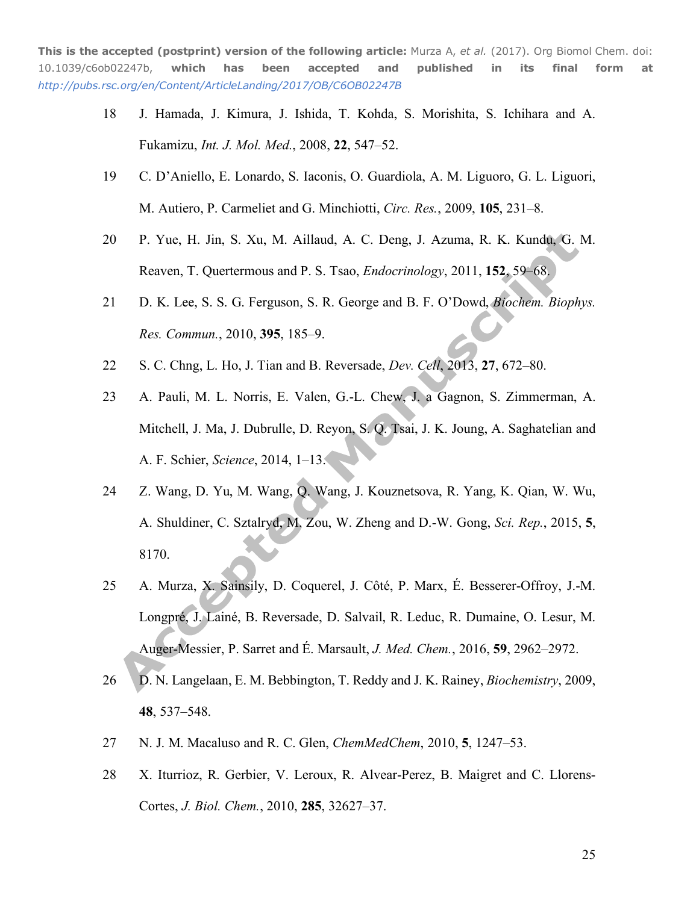18 J. Hamada, J. Kimura, J. Ishida, T. Kohda, S. Morishita, S. Ichihara and A. Fukamizu, *Int. J. Mol. Med.*, 2008, **22**, 547–52.

19 C. D'Aniello, E. Lonardo, S. Iaconis, O. Guardiola, A. M. Liguoro, G. L. Liguori, M. Autiero, P. Carmeliet and G. Minchiotti, *Circ. Res.*, 2009, **105**, 231–8.

20 P. Yue, H. Jin, S. Xu, M. Aillaud, A. C. Deng, J. Azuma, R. K. Kundu, G. M. Reaven, T. Quertermous and P. S. Tsao, *Endocrinology*, 2011, **152**, 59–68.

21 D. K. Lee, S. S. G. Ferguson, S. R. George and B. F. O'Dowd, *Biochem. Biophys. Res. Commun.*, 2010, **395**, 185–9.

22 S. C. Chng, L. Ho, J. Tian and B. Reversade, *Dev. Cell*, 2013, **27**, 672–80.

23 A. Pauli, M. L. Norris, E. Valen, G.-L. Chew, J. a Gagnon, S. Zimmerman, A. Mitchell, J. Ma, J. Dubrulle, D. Reyon, S. Q. Tsai, J. K. Joung, A. Saghatelian and A. F. Schier, *Science*, 2014, 1–13.

24 Z. Wang, D. Yu, M. Wang, Q. Wang, J. Kouznetsova, R. Yang, K. Qian, W. Wu, A. Shuldiner, C. Sztalryd, M. Zou, W. Zheng and D.-W. Gong, *Sci. Rep.*, 2015, **5**, 8170.

25 A. Murza, X. Sainsily, D. Coquerel, J. Côté, P. Marx, É. Besserer-Offroy, J.-M. Longpré, J. Lainé, B. Reversade, D. Salvail, R. Leduc, R. Dumaine, O. Lesur, M. Auger-Messier, P. Sarret and É. Marsault, *J. Med. Chem.*, 2016, **59**, 2962–2972.

26 D. N. Langelaan, E. M. Bebbington, T. Reddy and J. K. Rainey, *Biochemistry*, 2009, **48**, 537–548.

27 N. J. M. Macaluso and R. C. Glen, *ChemMedChem*, 2010, **5**, 1247–53.

28 X. Iturrioz, R. Gerbier, V. Leroux, R. Alvear-Perez, B. Maigret and C. Llorens-Cortes, *J. Biol. Chem.*, 2010, **285**, 32627–37.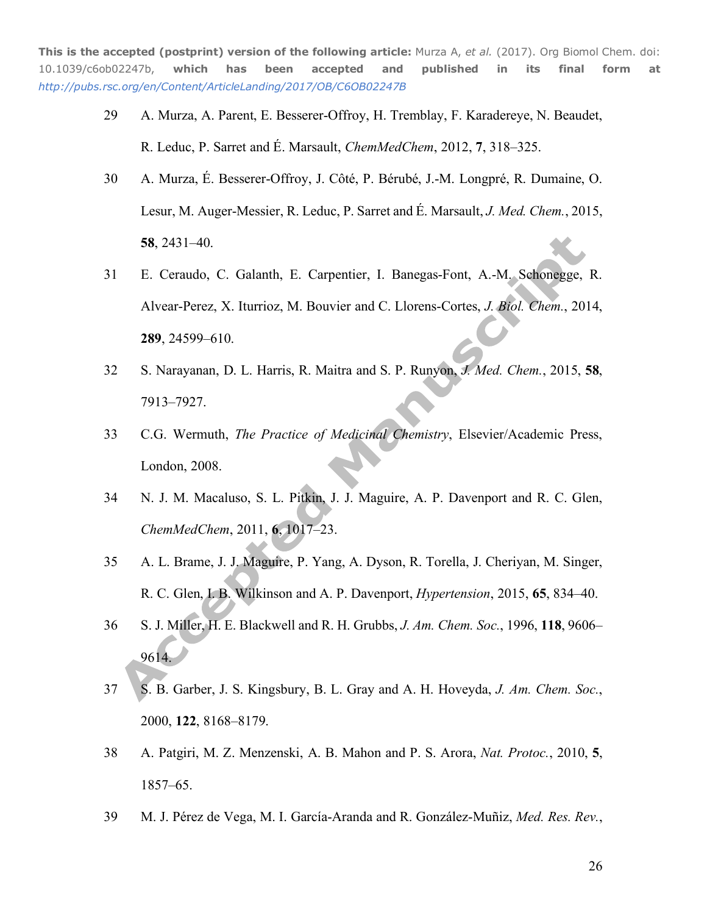29 A. Murza, A. Parent, E. Besserer-Offroy, H. Tremblay, F. Karadereye, N. Beaudet, R. Leduc, P. Sarret and É. Marsault, *ChemMedChem*, 2012, **7**, 318–325.

30 A. Murza, É. Besserer-Offroy, J. Côté, P. Bérubé, J.-M. Longpré, R. Dumaine, O. Lesur, M. Auger-Messier, R. Leduc, P. Sarret and É. Marsault, *J. Med. Chem.*, 2015, **58**, 2431–40.

31 E. Ceraudo, C. Galanth, E. Carpentier, I. Banegas-Font, A.-M. Schonegge, R. Alvear-Perez, X. Iturrioz, M. Bouvier and C. Llorens-Cortes, *J. Biol. Chem.*, 2014, **289**, 24599–610.

32 S. Narayanan, D. L. Harris, R. Maitra and S. P. Runyon, *J. Med. Chem.*, 2015, **58**, 7913–7927.

33 C.G. Wermuth, *The Practice of Medicinal Chemistry*, Elsevier/Academic Press, London, 2008.

34 N. J. M. Macaluso, S. L. Pitkin, J. J. Maguire, A. P. Davenport and R. C. Glen, *ChemMedChem*, 2011, **6**, 1017–23.

35 A. L. Brame, J. J. Maguire, P. Yang, A. Dyson, R. Torella, J. Cheriyan, M. Singer, R. C. Glen, I. B. Wilkinson and A. P. Davenport, *Hypertension*, 2015, **65**, 834–40.

36 S. J. Miller, H. E. Blackwell and R. H. Grubbs, *J. Am. Chem. Soc.*, 1996, **118**, 9606–9614.

37 S. B. Garber, J. S. Kingsbury, B. L. Gray and A. H. Hoveyda, *J. Am. Chem. Soc.*, 2000, **122**, 8168–8179.

38 A. Patgiri, M. Z. Menzenski, A. B. Mahon and P. S. Arora, *Nat. Protoc.*, 2010, **5**, 1857–65.

39 M. J. Pérez de Vega, M. I. García-Aranda and R. González-Muñiz, *Med. Res. Rev.*,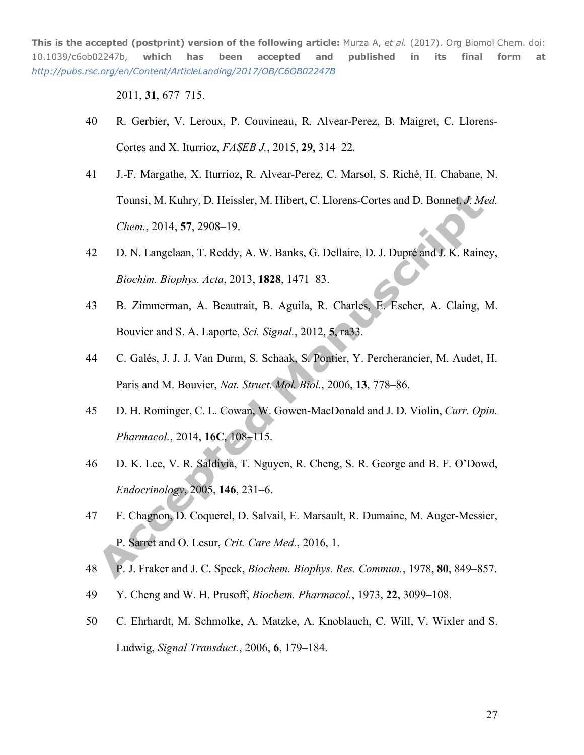2011, **31**, 677–715.

40 R. Gerbier, V. Leroux, P. Couvineau, R. Alvear-Perez, B. Maigret, C. Llorens-Cortes and X. Iturrioz, *FASEB J.*, 2015, **29**, 314–22.

41 J.-F. Margathe, X. Iturrioz, R. Alvear-Perez, C. Marsol, S. Riché, H. Chabane, N. Tounsi, M. Kuhry, D. Heissler, M. Hibert, C. Llorens-Cortes and D. Bonnet, *J. Med. Chem.*, 2014, **57**, 2908–19.

42 D. N. Langelaan, T. Reddy, A. W. Banks, G. Dellaire, D. J. Dupré and J. K. Rainey, *Biochim. Biophys. Acta*, 2013, **1828**, 1471–83.

43 B. Zimmerman, A. Beautrait, B. Aguila, R. Charles, E. Escher, A. Claing, M. Bouvier and S. A. Laporte, *Sci. Signal.*, 2012, **5**, ra33.

44 C. Galés, J. J. J. Van Durm, S. Schaak, S. Pontier, Y. Percherancier, M. Audet, H. Paris and M. Bouvier, *Nat. Struct. Mol. Biol.*, 2006, **13**, 778–86.

45 D. H. Rominger, C. L. Cowan, W. Gowen-MacDonald and J. D. Violin, *Curr. Opin. Pharmacol.*, 2014, **16C**, 108–115.

46 D. K. Lee, V. R. Saldivia, T. Nguyen, R. Cheng, S. R. George and B. F. O'Dowd, *Endocrinology*, 2005, **146**, 231–6.

47 F. Chagnon, D. Coquerel, D. Salvail, E. Marsault, R. Dumaine, M. Auger-Messier, P. Sarret and O. Lesur, *Crit. Care Med.*, 2016, 1.

48 P. J. Fraker and J. C. Speck, *Biochem. Biophys. Res. Commun.*, 1978, **80**, 849–857.

49 Y. Cheng and W. H. Prusoff, *Biochem. Pharmacol.*, 1973, **22**, 3099–108.

50 C. Ehrhardt, M. Schmolke, A. Matzke, A. Knoblauch, C. Will, V. Wixler and S. Ludwig, *Signal Transduct.*, 2006, **6**, 179–184.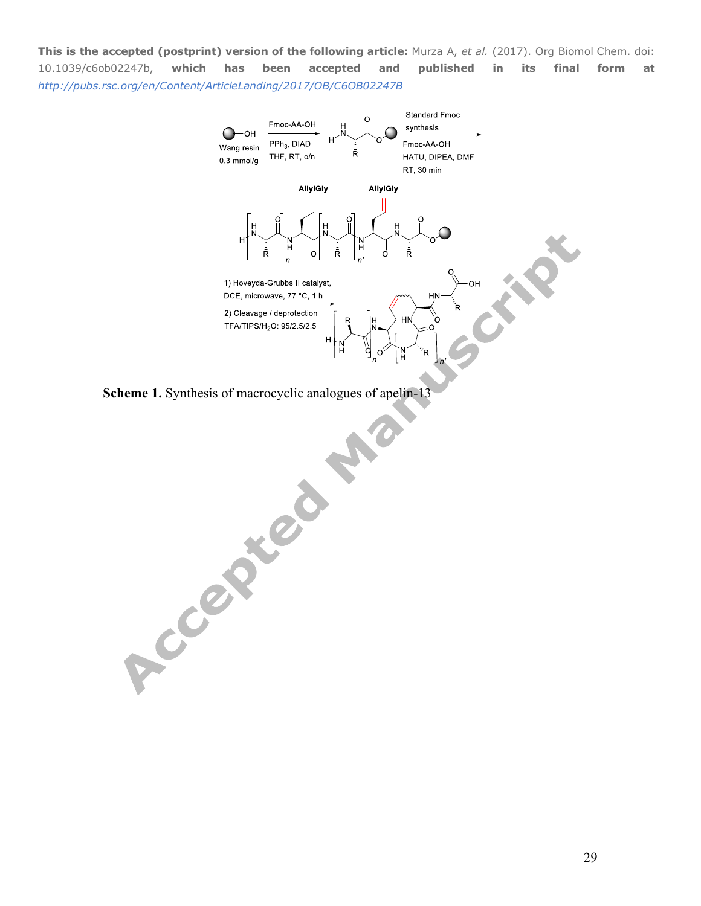This is the accepted (postprint) version of the following article: Murza A, *et al.* (2017). Org Biomol Chem. doi: 10.1039/c6ob02247b, which has been accepted and published in its final form at http://pubs.rsc.org/en/Content/ArticleLanding/2017/OB/C6OB02247B

**Scheme 1.** Synthesis of macrocyclic analogues of apelin-13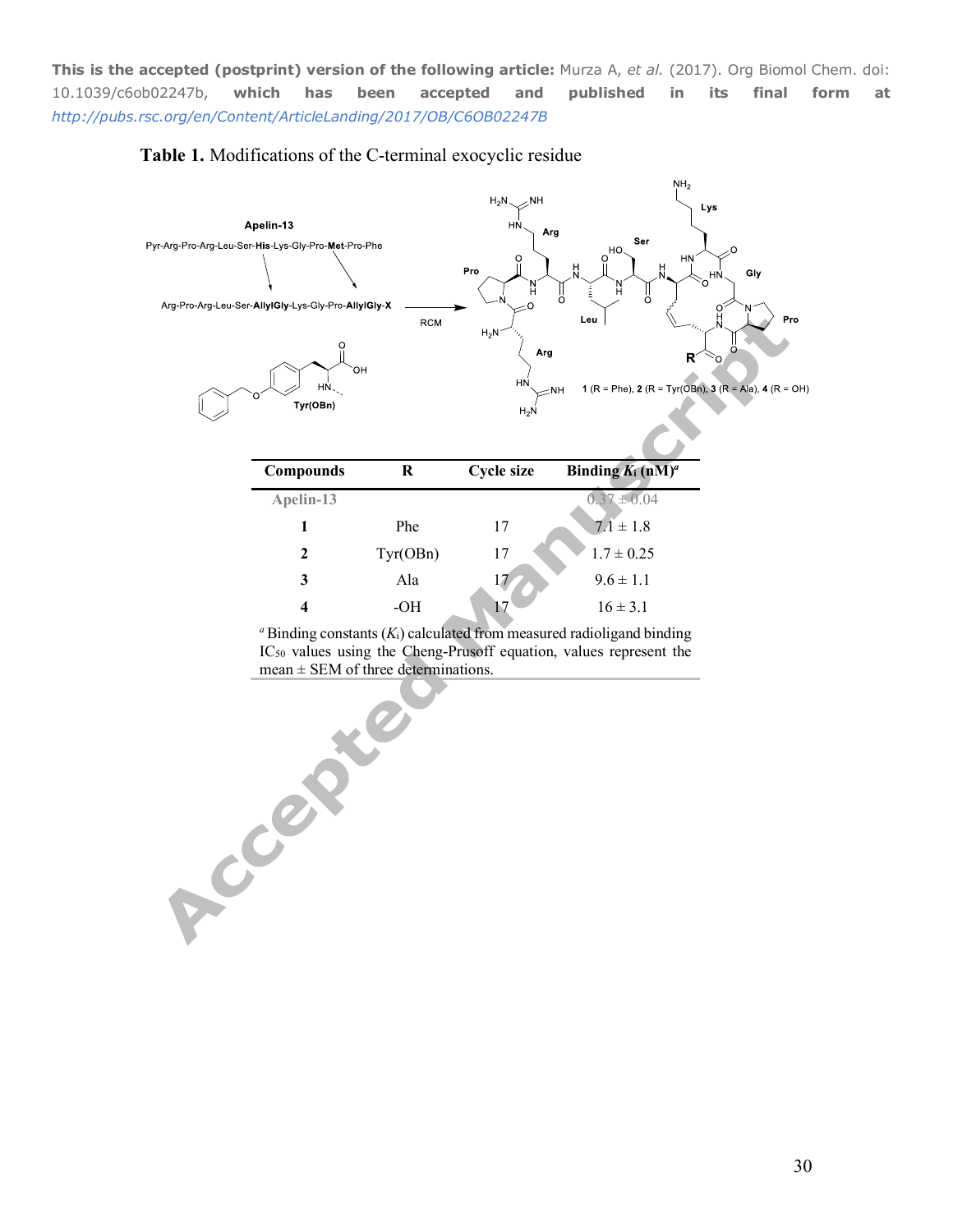This is the accepted (postprint) version of the following article: Murza A, *et al.* (2017). Org Biomol Chem. doi: 10.1039/c6ob02247b, which has been accepted and published in its final form at http://pubs.rsc.org/en/Content/ArticleLanding/2017/OB/C6OB02247B

**Table 1.** Modifications of the C-terminal exocyclic residue

Apelin-13

Pyr-Arg-Pro-Arg-Leu-Ser-**His**-Lys-Gly-Pro-**Met**-Pro-Phe

Arg-Pro-Arg-Leu-Ser-**AllylGly**-Lys-Gly-Pro-**AllylGly-X**

RCM

Tyr(OBn)

**1** (R = Phe), **2** (R = Tyr(OBn)), **3** (R = Ala), **4** (R = OH)

| Compounds | R | Cycle size | Binding $K_i$ (nM)[a] |
|---|---|---|---|
| Apelin-13 | | | 0.37 ± 0.04 |
| **1** | Phe | 17 | 7.1 ± 1.8 |
| **2** | Tyr(OBn) | 17 | 1.7 ± 0.25 |
| **3** | Ala | 17 | 9.6 ± 1.1 |
| **4** | -OH | 17 | 16 ± 3.1 |

[a] Binding constants ($K_i$) calculated from measured radioligand binding $IC_{50}$ values using the Cheng-Prusoff equation, values represent the mean ± SEM of three determinations.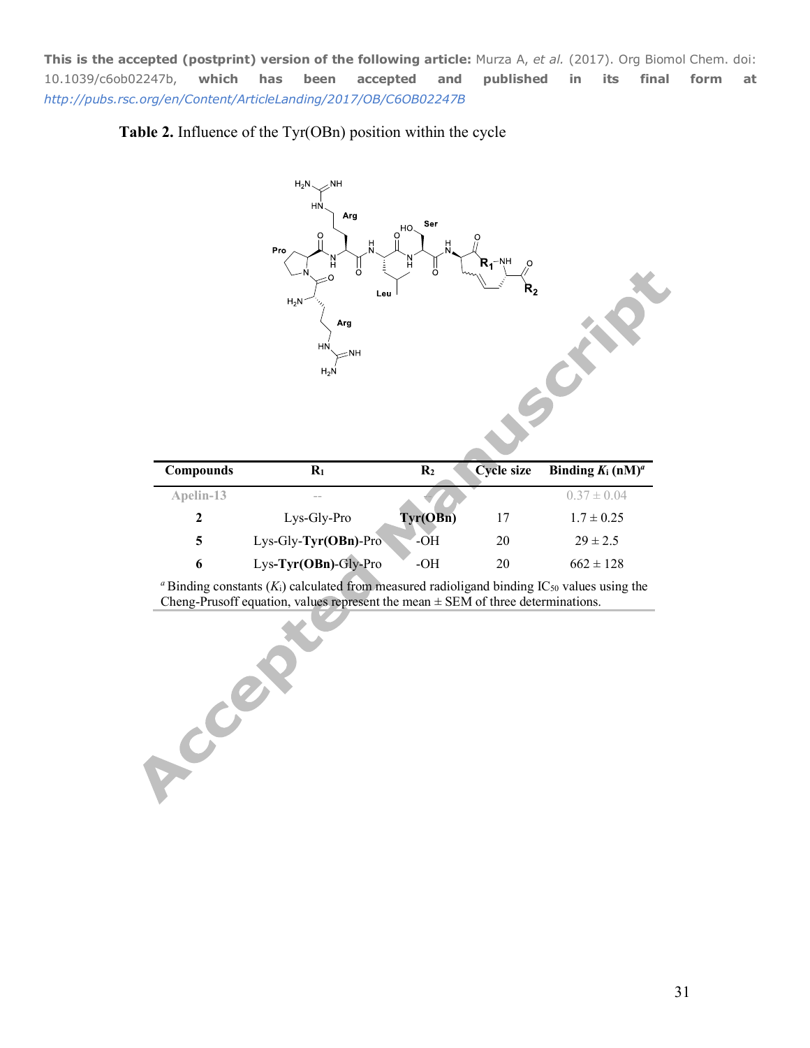This is the accepted (postprint) version of the following article: Murza A, *et al.* (2017). Org Biomol Chem. doi: 10.1039/c6ob02247b, which has been accepted and published in its final form at http://pubs.rsc.org/en/Content/ArticleLanding/2017/OB/C6OB02247B

**Table 2.** Influence of the Tyr(OBn) position within the cycle

| Compounds | $R_1$ | $R_2$ | Cycle size | Binding $K_i$ (nM)[a] |
|---|---|---|---|---|
| Apelin-13 | -- | -- | | 0.37 ± 0.04 |
| **2** | Lys-Gly-Pro | **Tyr(OBn)** | 17 | 1.7 ± 0.25 |
| **5** | Lys-Gly-**Tyr(OBn)**-Pro | -OH | 20 | 29 ± 2.5 |
| **6** | Lys-**Tyr(OBn)**-Gly-Pro | -OH | 20 | 662 ± 128 |

[a] Binding constants ($K_i$) calculated from measured radioligand binding $IC_{50}$ values using the Cheng-Prusoff equation, values represent the mean ± SEM of three determinations.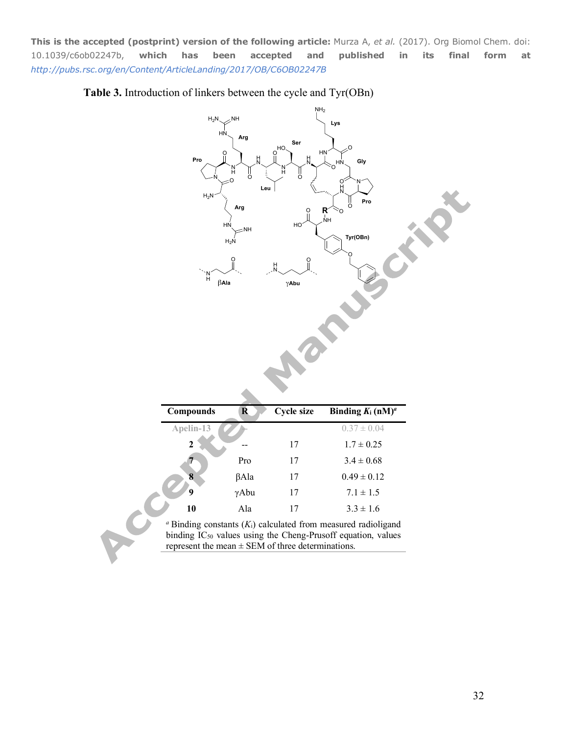This is the accepted (postprint) version of the following article: Murza A, *et al.* (2017). Org Biomol Chem. doi: 10.1039/c6ob02247b, which has been accepted and published in its final form at http://pubs.rsc.org/en/Content/ArticleLanding/2017/OB/C6OB02247B

**Table 3.** Introduction of linkers between the cycle and Tyr(OBn)

| Compounds | R | Cycle size | Binding $K_i$ (nM)[a] |
|---|---|---|---|
| Apelin-13 | -- | | 0.37 ± 0.04 |
| **2** | -- | 17 | 1.7 ± 0.25 |
| **7** | Pro | 17 | 3.4 ± 0.68 |
| **8** | βAla | 17 | 0.49 ± 0.12 |
| **9** | γAbu | 17 | 7.1 ± 1.5 |
| **10** | Ala | 17 | 3.3 ± 1.6 |

[a] Binding constants ($K_i$) calculated from measured radioligand binding $IC_{50}$ values using the Cheng-Prusoff equation, values represent the mean ± SEM of three determinations.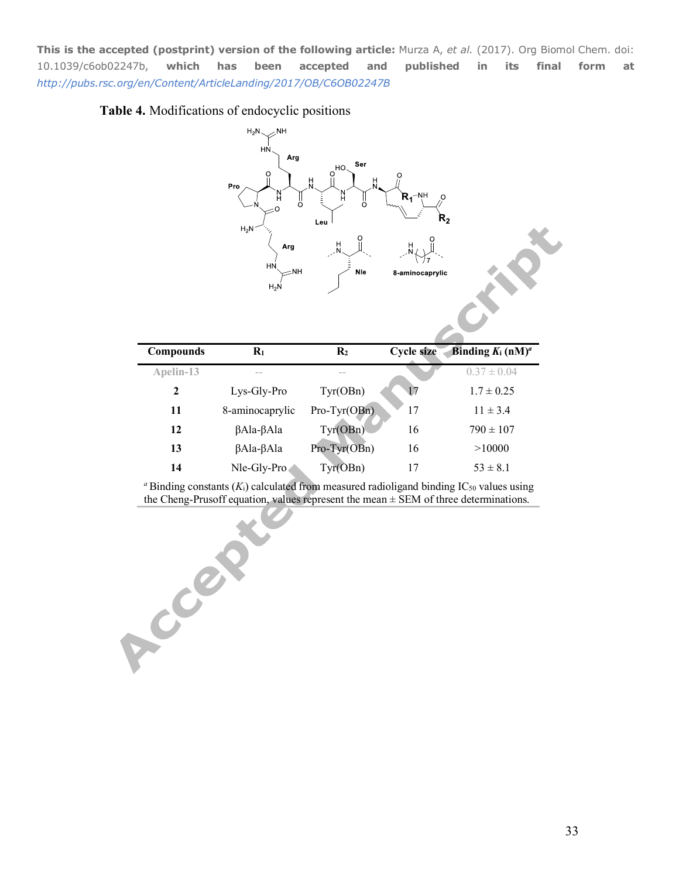This is the accepted (postprint) version of the following article: Murza A, *et al.* (2017). Org Biomol Chem. doi: 10.1039/c6ob02247b, which has been accepted and published in its final form at http://pubs.rsc.org/en/Content/ArticleLanding/2017/OB/C6OB02247B

**Table 4.** Modifications of endocyclic positions

| Compounds | $R_1$ | $R_2$ | Cycle size | Binding $K_i$ (nM)[a] |
|---|---|---|---|---|
| Apelin-13 | -- | -- | | 0.37 ± 0.04 |
| **2** | Lys-Gly-Pro | Tyr(OBn) | 17 | 1.7 ± 0.25 |
| **11** | 8-aminocaprylic | Pro-Tyr(OBn) | 17 | 11 ± 3.4 |
| **12** | βAla-βAla | Tyr(OBn) | 16 | 790 ± 107 |
| **13** | βAla-βAla | Pro-Tyr(OBn) | 16 | >10000 |
| **14** | Nle-Gly-Pro | Tyr(OBn) | 17 | 53 ± 8.1 |

[a] Binding constants ($K_i$) calculated from measured radioligand binding $IC_{50}$ values using the Cheng-Prusoff equation, values represent the mean ± SEM of three determinations.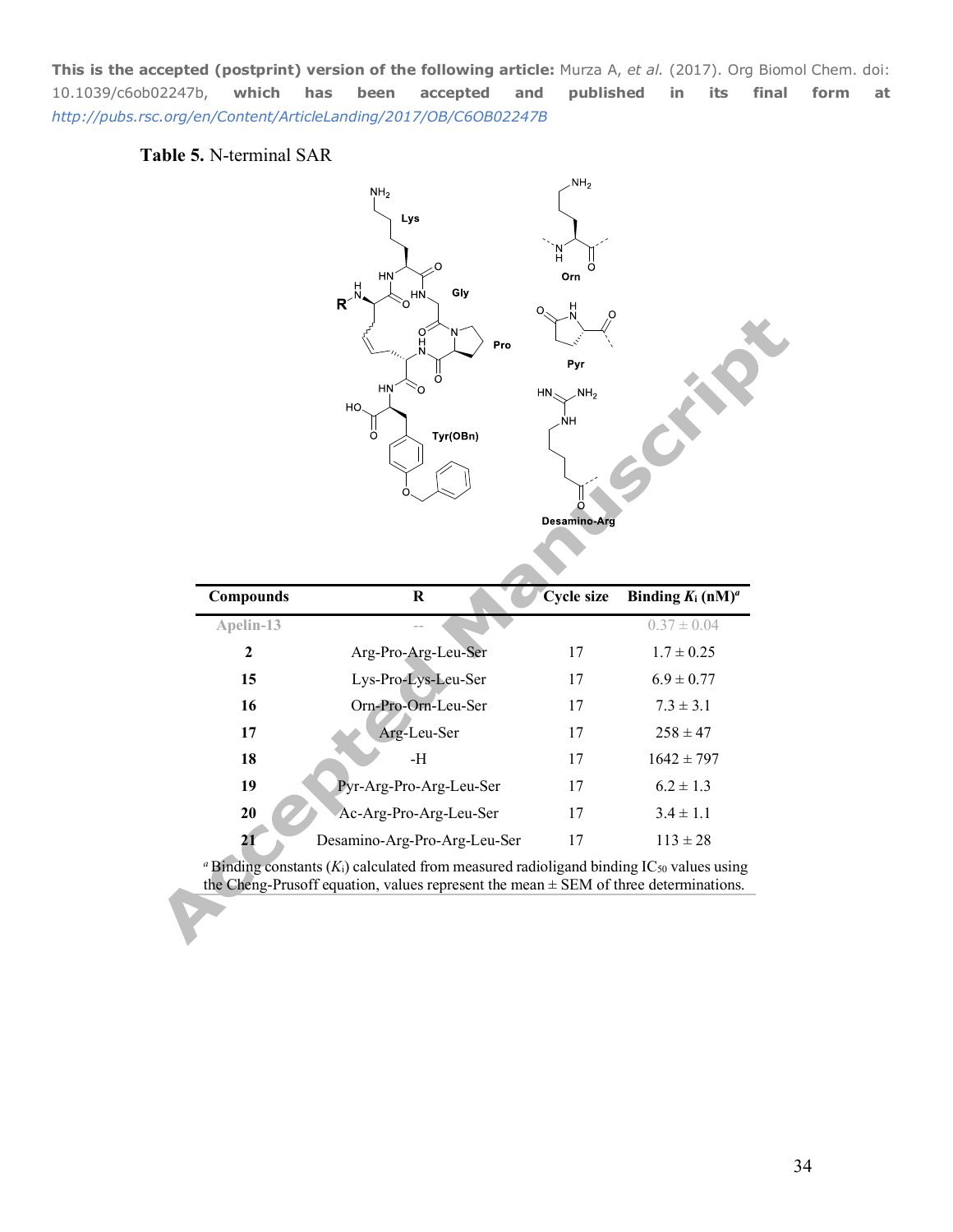This is the accepted (postprint) version of the following article: Murza A, *et al.* (2017). Org Biomol Chem. doi: 10.1039/c6ob02247b, which has been accepted and published in its final form at http://pubs.rsc.org/en/Content/ArticleLanding/2017/OB/C6OB02247B

**Table 5.** N-terminal SAR

| Compounds | R | Cycle size | Binding $K_i$ (nM)[a] |
|---|---|---|---|
| Apelin-13 | -- | | 0.37 ± 0.04 |
| **2** | Arg-Pro-Arg-Leu-Ser | 17 | 1.7 ± 0.25 |
| **15** | Lys-Pro-Lys-Leu-Ser | 17 | 6.9 ± 0.77 |
| **16** | Orn-Pro-Orn-Leu-Ser | 17 | 7.3 ± 3.1 |
| **17** | Arg-Leu-Ser | 17 | 258 ± 47 |
| **18** | -H | 17 | 1642 ± 797 |
| **19** | Pyr-Arg-Pro-Arg-Leu-Ser | 17 | 6.2 ± 1.3 |
| **20** | Ac-Arg-Pro-Arg-Leu-Ser | 17 | 3.4 ± 1.1 |
| **21** | Desamino-Arg-Pro-Arg-Leu-Ser | 17 | 113 ± 28 |

[a] Binding constants ($K_i$) calculated from measured radioligand binding $IC_{50}$ values using the Cheng-Prusoff equation, values represent the mean ± SEM of three determinations.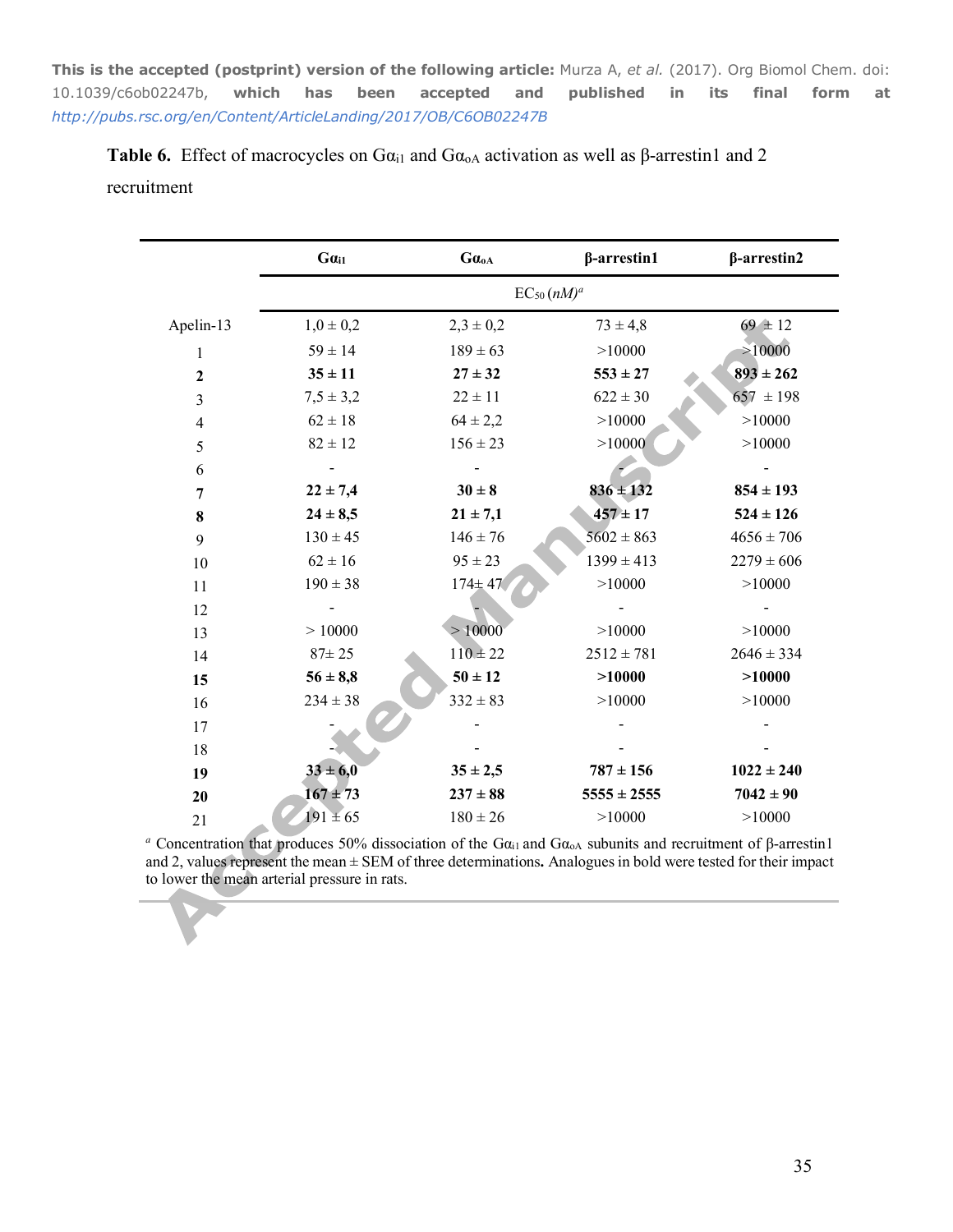This is the accepted (postprint) version of the following article: Murza A, *et al.* (2017). Org Biomol Chem. doi: 10.1039/c6ob02247b, which has been accepted and published in its final form at http://pubs.rsc.org/en/Content/ArticleLanding/2017/OB/C6OB02247B

**Table 6.** Effect of macrocycles on $G\alpha_{i1}$ and $G\alpha_{oA}$ activation as well as β-arrestin1 and 2 recruitment

| | $G\alpha_{i1}$ | $G\alpha_{oA}$ | β-arrestin1 | β-arrestin2 |
|---|---|---|---|---|
| | $EC_{50}$ (*nM*)[a] | | | |
| Apelin-13 | 1,0 ± 0,2 | 2,3 ± 0,2 | 73 ± 4,8 | 69 ± 12 |
| 1 | 59 ± 14 | 189 ± 63 | >10000 | >10000 |
| **2** | **35 ± 11** | **27 ± 32** | **553 ± 27** | **893 ± 262** |
| 3 | 7,5 ± 3,2 | 22 ± 11 | 622 ± 30 | 657 ± 198 |
| 4 | 62 ± 18 | 64 ± 2,2 | >10000 | >10000 |
| 5 | 82 ± 12 | 156 ± 23 | >10000 | >10000 |
| 6 | - | - | - | - |
| **7** | **22 ± 7,4** | **30 ± 8** | **836 ± 132** | **854 ± 193** |
| **8** | **24 ± 8,5** | **21 ± 7,1** | **457 ± 17** | **524 ± 126** |
| 9 | 130 ± 45 | 146 ± 76 | 5602 ± 863 | 4656 ± 706 |
| 10 | 62 ± 16 | 95 ± 23 | 1399 ± 413 | 2279 ± 606 |
| 11 | 190 ± 38 | 174± 47 | >10000 | >10000 |
| 12 | - | - | - | - |
| 13 | > 10000 | > 10000 | >10000 | >10000 |
| 14 | 87± 25 | 110 ± 22 | 2512 ± 781 | 2646 ± 334 |
| **15** | **56 ± 8,8** | **50 ± 12** | **>10000** | **>10000** |
| 16 | 234 ± 38 | 332 ± 83 | >10000 | >10000 |
| 17 | - | - | - | - |
| 18 | - | - | - | - |
| **19** | **33 ± 6,0** | **35 ± 2,5** | **787 ± 156** | **1022 ± 240** |
| **20** | **167 ± 73** | **237 ± 88** | **5555 ± 2555** | **7042 ± 90** |
| 21 | 191 ± 65 | 180 ± 26 | >10000 | >10000 |

[a] Concentration that produces 50% dissociation of the $G\alpha_{i1}$ and $G\alpha_{oA}$ subunits and recruitment of β-arrestin1 and 2, values represent the mean ± SEM of three determinations**.** Analogues in bold were tested for their impact to lower the mean arterial pressure in rats.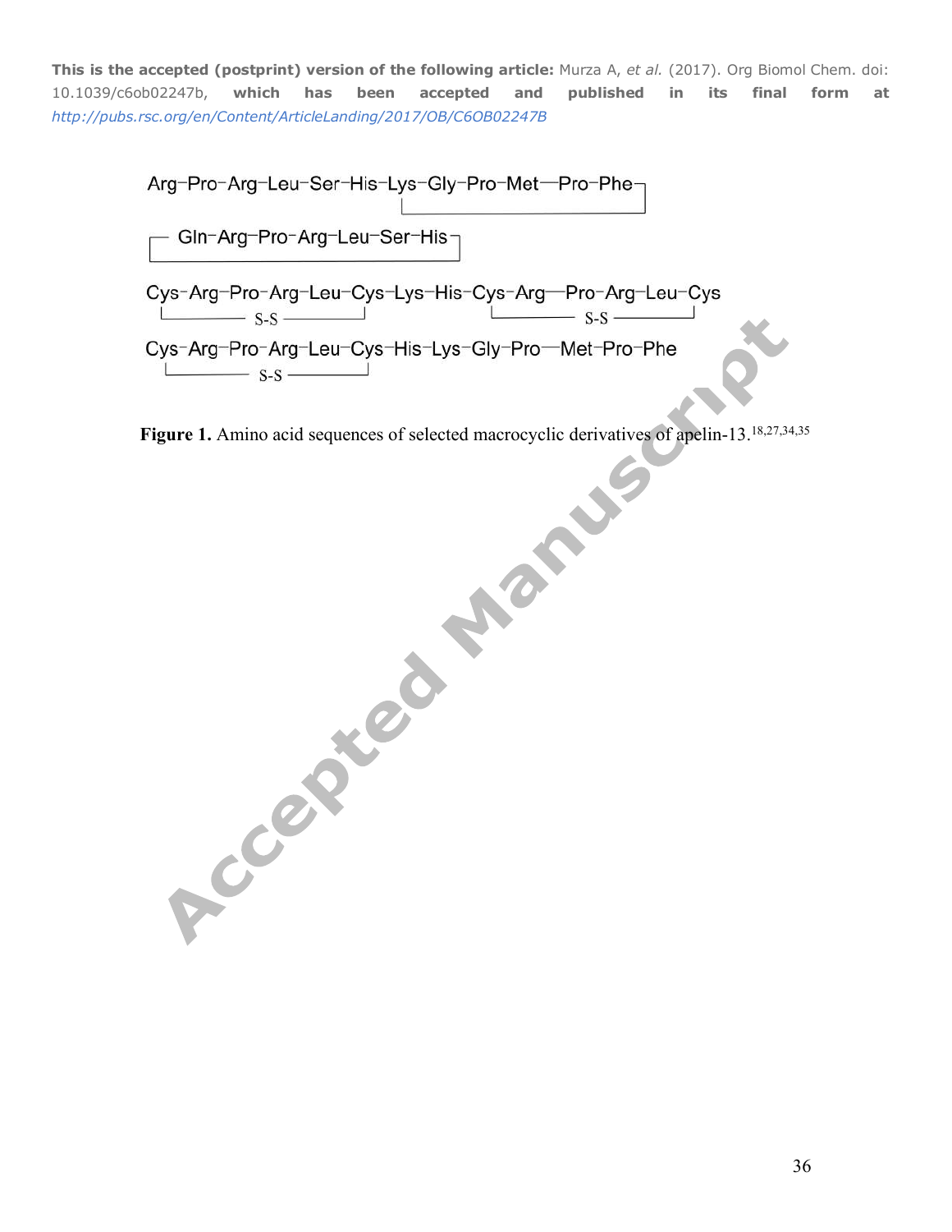This is the accepted (postprint) version of the following article: Murza A, *et al.* (2017). Org Biomol Chem. doi: 10.1039/c6ob02247b, which has been accepted and published in its final form at http://pubs.rsc.org/en/Content/ArticleLanding/2017/OB/C6OB02247B

Arg-Pro-Arg-Leu-Ser-His-Lys-Gly-Pro-Met-Pro-Phe

Gln-Arg-Pro-Arg-Leu-Ser-His

Cys-Arg-Pro-Arg-Leu-Cys-Lys-His-Cys-Arg-Pro-Arg-Leu-Cys
S-S S-S

Cys-Arg-Pro-Arg-Leu-Cys-His-Lys-Gly-Pro-Met-Pro-Phe
S-S

**Figure 1.** Amino acid sequences of selected macrocyclic derivatives of apelin-13.[18,27,34,35]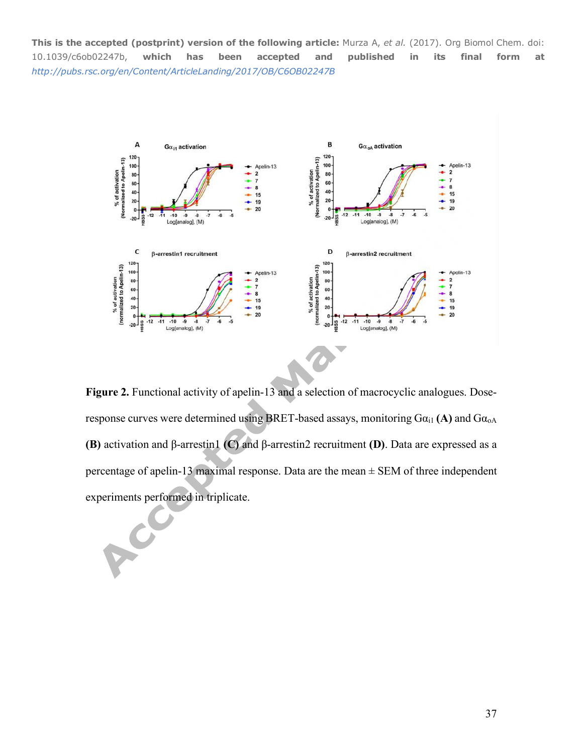**Figure 2.** Functional activity of apelin-13 and a selection of macrocyclic analogues. Dose-response curves were determined using BRET-based assays, monitoring $G\alpha_{i1}$ **(A)** and $G\alpha_{oA}$ **(B)** activation and β-arrestin1 **(C)** and β-arrestin2 recruitment **(D)**. Data are expressed as a percentage of apelin-13 maximal response. Data are the mean ± SEM of three independent experiments performed in triplicate.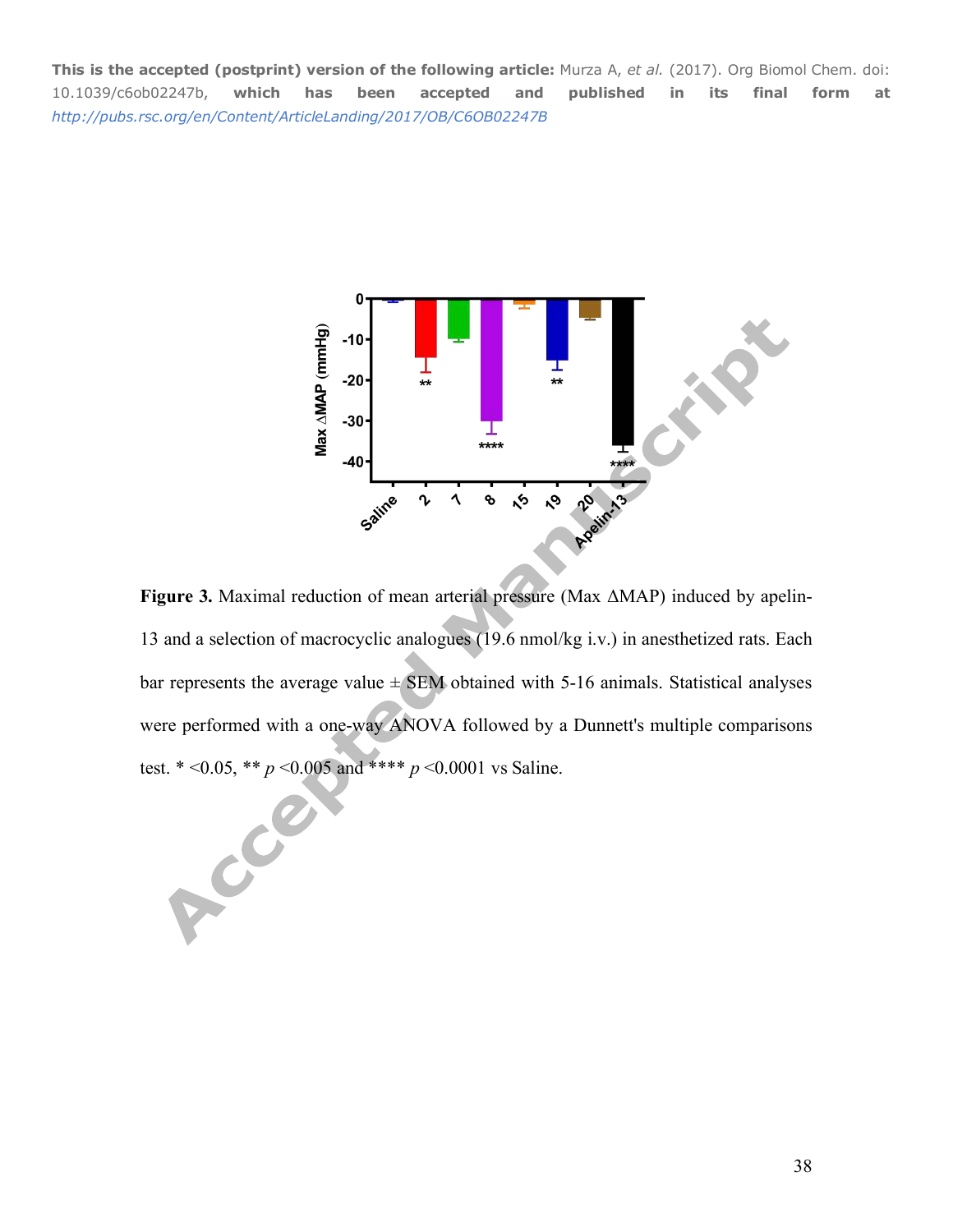This is the accepted (postprint) version of the following article: Murza A, *et al.* (2017). Org Biomol Chem. doi: 10.1039/c6ob02247b, which has been accepted and published in its final form at http://pubs.rsc.org/en/Content/ArticleLanding/2017/OB/C6OB02247B

Max ΔMAP (mmHg)

0
-10
-20
-30
-40

**
****
**
****

Saline
2
7
8
15
19
20
Apelin-13

**Figure 3.** Maximal reduction of mean arterial pressure (Max ΔMAP) induced by apelin-13 and a selection of macrocyclic analogues (19.6 nmol/kg i.v.) in anesthetized rats. Each bar represents the average value ± SEM obtained with 5-16 animals. Statistical analyses were performed with a one-way ANOVA followed by a Dunnett's multiple comparisons test. * <0.05, ** $p$ <0.005 and **** $p$ <0.0001 vs Saline.